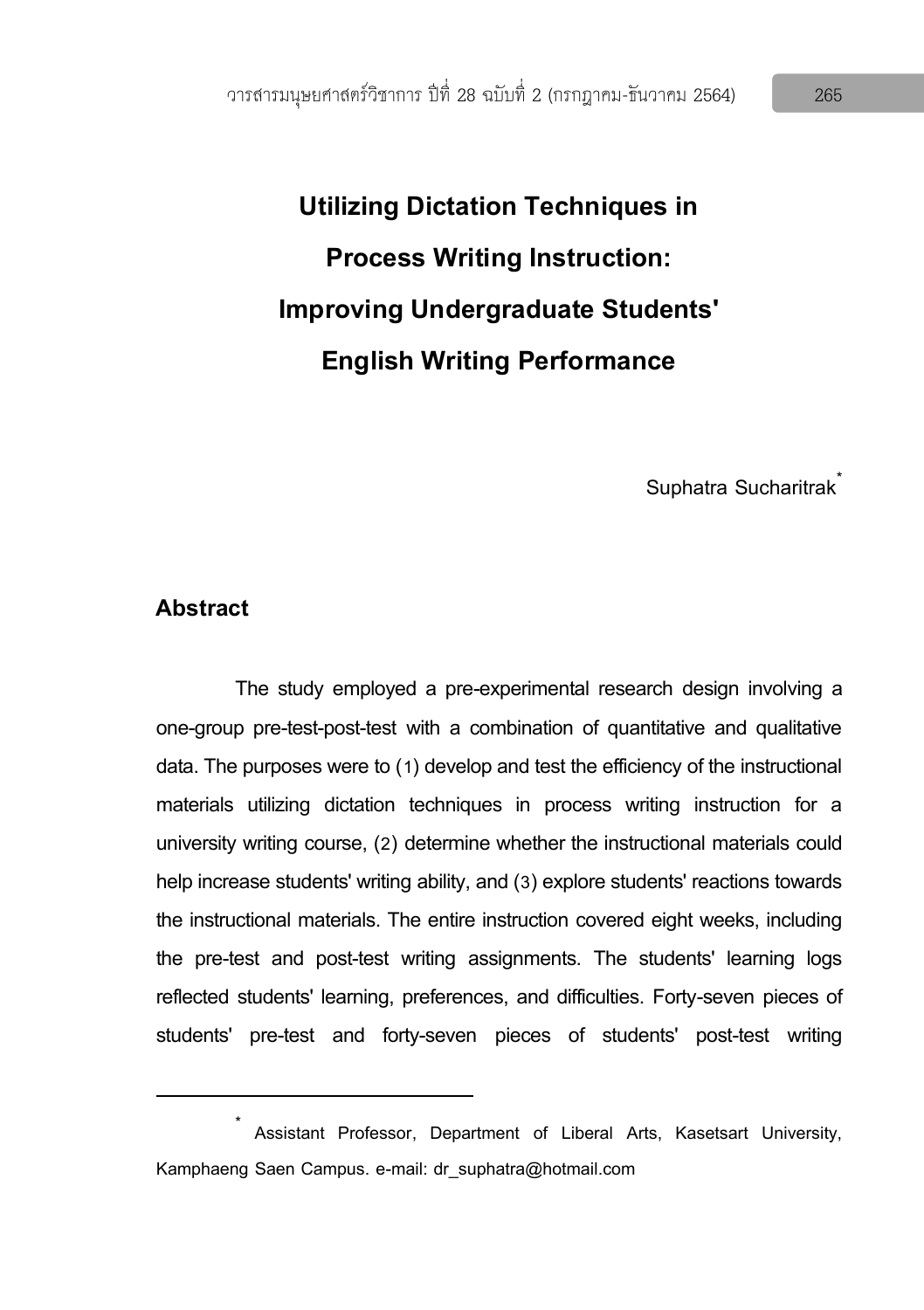# Utilizing Dictation Techniques in Process Writing Instruction: Improving Undergraduate Students' English Writing Performance

Suphatra Sucharitrak*

## Abstract

The study employed a pre-experimental research design involving a one-group pre-test-post-test with a combination of quantitative and qualitative data. The purposes were to (1) develop and test the efficiency of the instructional materials utilizing dictation techniques in process writing instruction for a university writing course, (2) determine whether the instructional materials could help increase students' writing ability, and (3) explore students' reactions towards the instructional materials. The entire instruction covered eight weeks, including the pre-test and post-test writing assignments. The students' learning logs reflected students' learning, preferences, and difficulties. Forty-seven pieces of students' pre-test and forty-seven pieces of students' post-test writing

---

* Assistant Professor, Department of Liberal Arts, Kasetsart University, Kamphaeng Saen Campus. e-mail: dr_suphatra@hotmail.com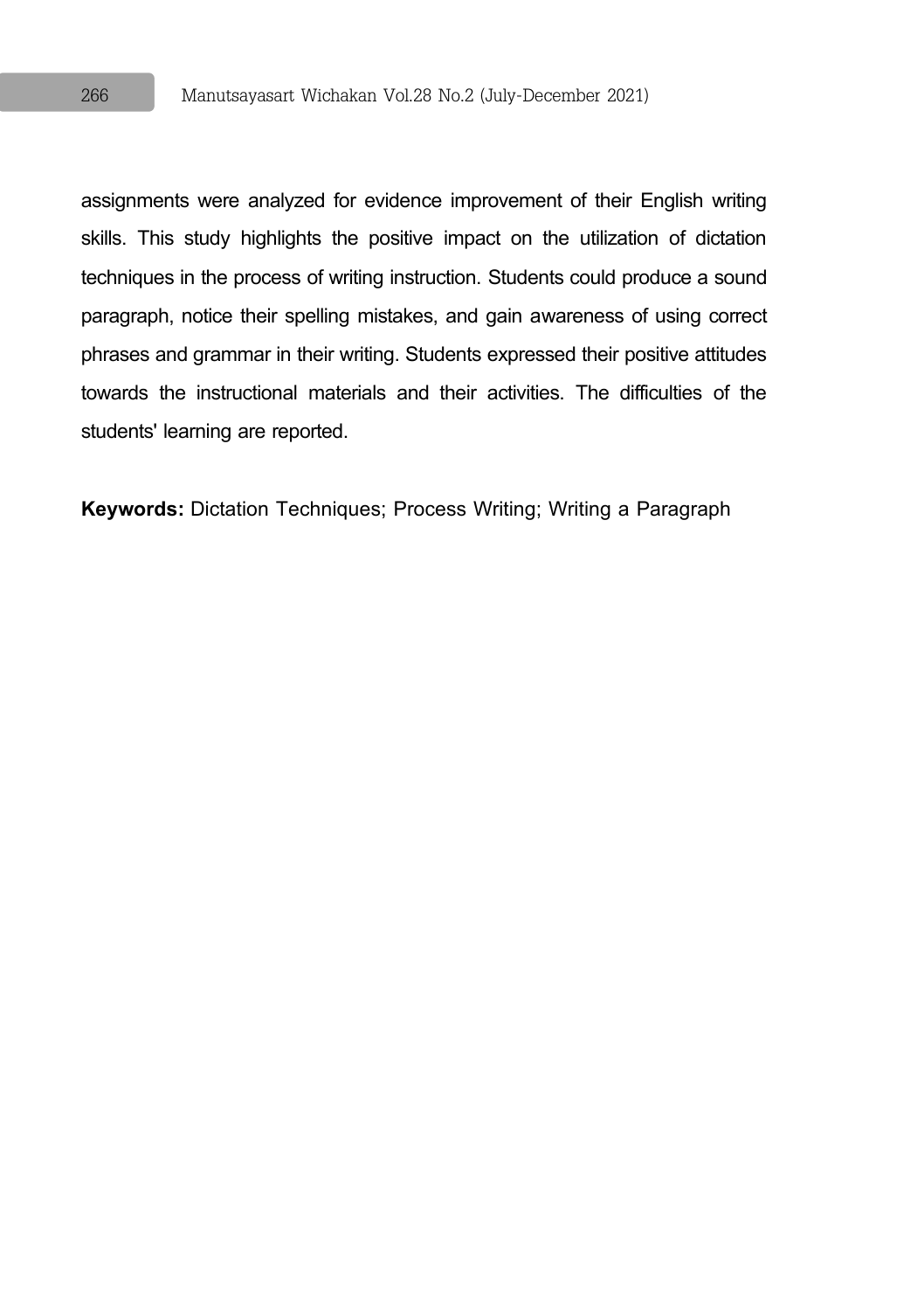assignments were analyzed for evidence improvement of their English writing skills. This study highlights the positive impact on the utilization of dictation techniques in the process of writing instruction. Students could produce a sound paragraph, notice their spelling mistakes, and gain awareness of using correct phrases and grammar in their writing. Students expressed their positive attitudes towards the instructional materials and their activities. The difficulties of the students' learning are reported.

**Keywords:** Dictation Techniques; Process Writing; Writing a Paragraph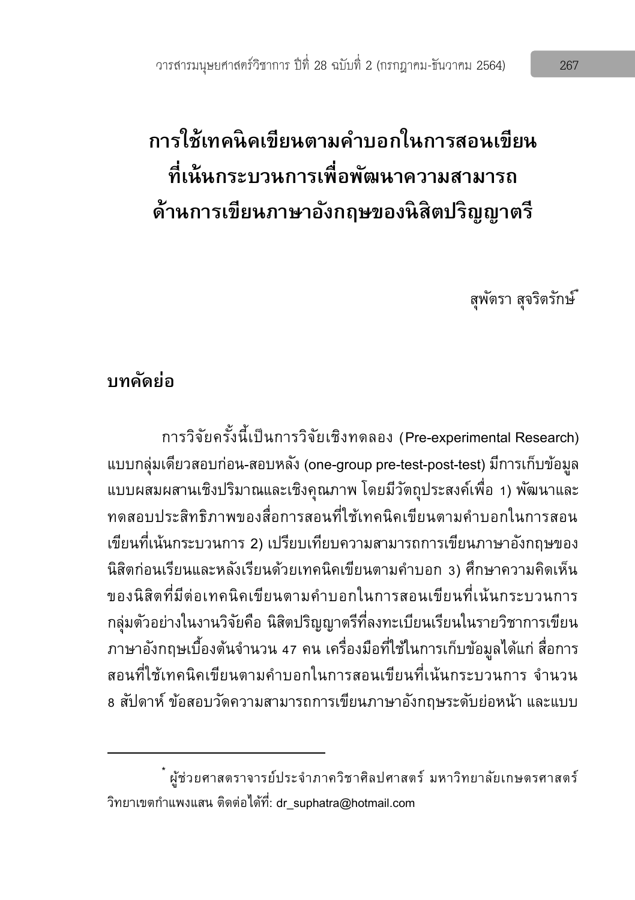# การใช้เทคนิคเขียนตามคำบอกในการสอนเขียนที่เน้นกระบวนการเพื่อพัฒนาความสามารถด้านการเขียนภาษาอังกฤษของนิสิตปริญญาตรี

สุพัตรา สุจริตรักษ์*

## บทคัดย่อ

การวิจัยครั้งนี้เป็นการวิจัยเชิงทดลอง (Pre-experimental Research) แบบกลุ่มเดียวสอบก่อน-สอบหลัง (one-group pre-test-post-test) มีการเก็บข้อมูลแบบผสมผสานเชิงปริมาณและเชิงคุณภาพ โดยมีวัตถุประสงค์เพื่อ 1) พัฒนาและทดสอบประสิทธิภาพของสื่อการสอนที่ใช้เทคนิคเขียนตามคำบอกในการสอนเขียนที่เน้นกระบวนการ 2) เปรียบเทียบความสามารถการเขียนภาษาอังกฤษของนิสิตก่อนเรียนและหลังเรียนด้วยเทคนิคเขียนตามคำบอก 3) ศึกษาความคิดเห็นของนิสิตที่มีต่อเทคนิคเขียนตามคำบอกในการสอนเขียนที่เน้นกระบวนการ กลุ่มตัวอย่างในงานวิจัยคือ นิสิตปริญญาตรีที่ลงทะเบียนเรียนในรายวิชาการเขียนภาษาอังกฤษเบื้องต้นจำนวน 47 คน เครื่องมือที่ใช้ในการเก็บข้อมูลได้แก่ สื่อการสอนที่ใช้เทคนิคเขียนตามคำบอกในการสอนเขียนที่เน้นกระบวนการ จำนวน 8 สัปดาห์ ข้อสอบวัดความสามารถการเขียนภาษาอังกฤษระดับย่อหน้า และแบบ

---

* ผู้ช่วยศาสตราจารย์ประจำภาควิชาศิลปศาสตร์ มหาวิทยาลัยเกษตรศาสตร์ วิทยาเขตกำแพงแสน ติดต่อได้ที่: dr_suphatra@hotmail.com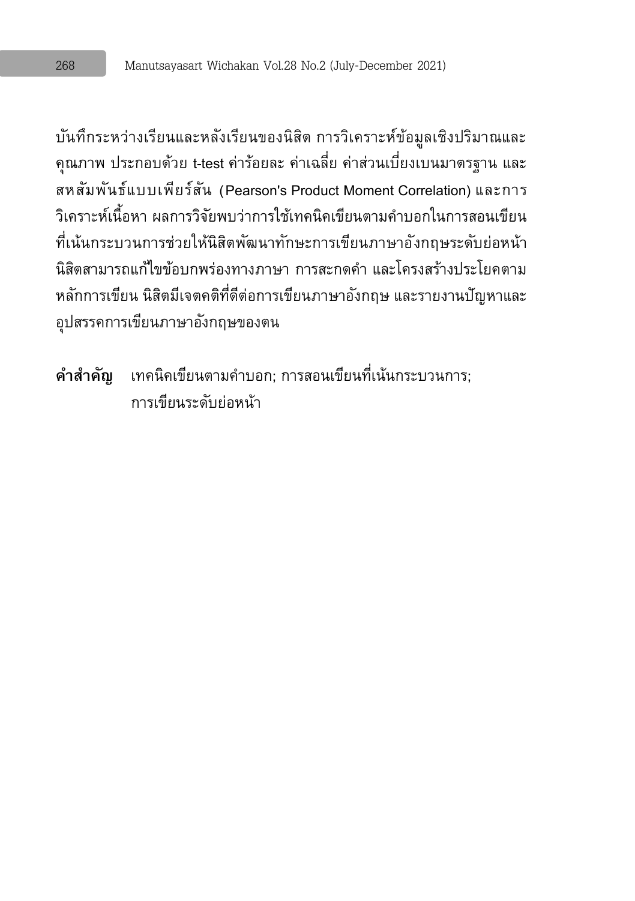บันทึกระหว่างเรียนและหลังเรียนของนิสิต การวิเคราะห์ข้อมูลเชิงปริมาณและคุณภาพ ประกอบด้วย t-test ค่าร้อยละ ค่าเฉลี่ย ค่าส่วนเบี่ยงเบนมาตรฐาน และสหสัมพันธ์แบบเพียร์สัน (Pearson's Product Moment Correlation) และการวิเคราะห์เนื้อหา ผลการวิจัยพบว่าการใช้เทคนิคเขียนตามคำบอกในการสอนเขียนที่เน้นกระบวนการช่วยให้นิสิตพัฒนาทักษะการเขียนภาษาอังกฤษระดับย่อหน้า นิสิตสามารถแก้ไขข้อบกพร่องทางภาษา การสะกดคำ และโครงสร้างประโยคตามหลักการเขียน นิสิตมีเจตคติที่ดีต่อการเขียนภาษาอังกฤษ และรายงานปัญหาและอุปสรรคการเขียนภาษาอังกฤษของตน

**คำสำคัญ** เทคนิคเขียนตามคำบอก; การสอนเขียนที่เน้นกระบวนการ; การเขียนระดับย่อหน้า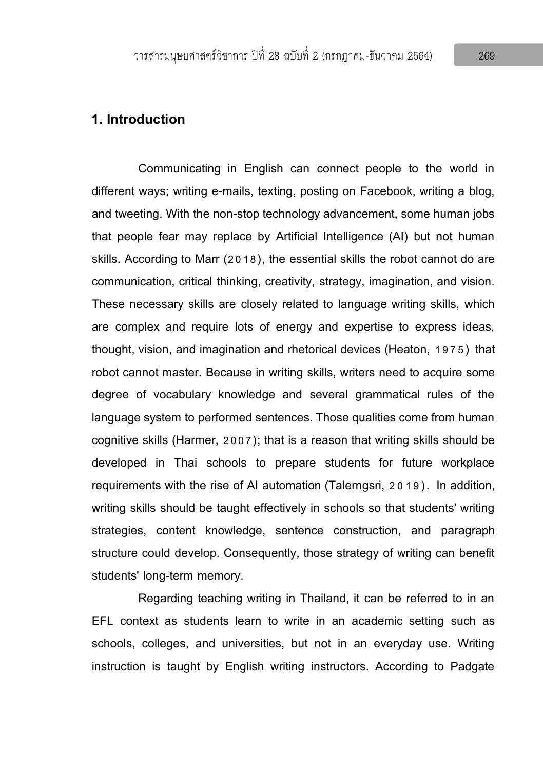## 1. Introduction

Communicating in English can connect people to the world in different ways; writing e-mails, texting, posting on Facebook, writing a blog, and tweeting. With the non-stop technology advancement, some human jobs that people fear may replace by Artificial Intelligence (AI) but not human skills. According to Marr (2018), the essential skills the robot cannot do are communication, critical thinking, creativity, strategy, imagination, and vision. These necessary skills are closely related to language writing skills, which are complex and require lots of energy and expertise to express ideas, thought, vision, and imagination and rhetorical devices (Heaton, 1975) that robot cannot master. Because in writing skills, writers need to acquire some degree of vocabulary knowledge and several grammatical rules of the language system to performed sentences. Those qualities come from human cognitive skills (Harmer, 2007); that is a reason that writing skills should be developed in Thai schools to prepare students for future workplace requirements with the rise of AI automation (Talerngsri, 2019). In addition, writing skills should be taught effectively in schools so that students' writing strategies, content knowledge, sentence construction, and paragraph structure could develop. Consequently, those strategy of writing can benefit students' long-term memory.

Regarding teaching writing in Thailand, it can be referred to in an EFL context as students learn to write in an academic setting such as schools, colleges, and universities, but not in an everyday use. Writing instruction is taught by English writing instructors. According to Padgate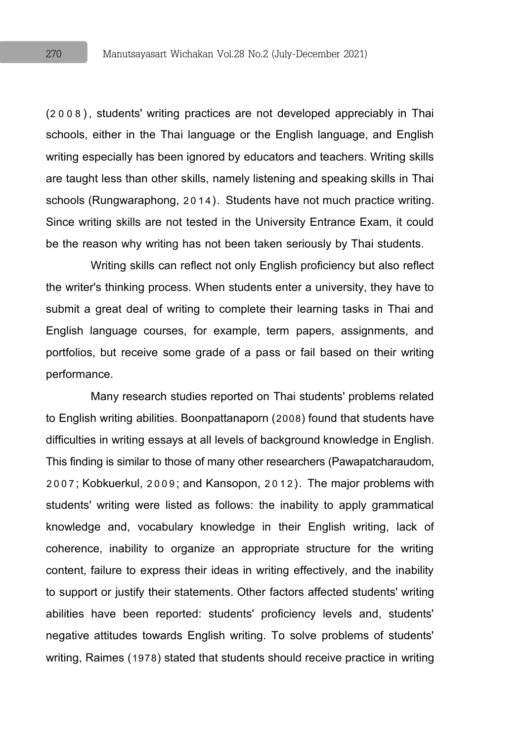(2008), students' writing practices are not developed appreciably in Thai schools, either in the Thai language or the English language, and English writing especially has been ignored by educators and teachers. Writing skills are taught less than other skills, namely listening and speaking skills in Thai schools (Rungwaraphong, 2014). Students have not much practice writing. Since writing skills are not tested in the University Entrance Exam, it could be the reason why writing has not been taken seriously by Thai students.

Writing skills can reflect not only English proficiency but also reflect the writer's thinking process. When students enter a university, they have to submit a great deal of writing to complete their learning tasks in Thai and English language courses, for example, term papers, assignments, and portfolios, but receive some grade of a pass or fail based on their writing performance.

Many research studies reported on Thai students' problems related to English writing abilities. Boonpattanaporn (2008) found that students have difficulties in writing essays at all levels of background knowledge in English. This finding is similar to those of many other researchers (Pawapatcharaudom, 2007; Kobkuerkul, 2009; and Kansopon, 2012). The major problems with students' writing were listed as follows: the inability to apply grammatical knowledge and, vocabulary knowledge in their English writing, lack of coherence, inability to organize an appropriate structure for the writing content, failure to express their ideas in writing effectively, and the inability to support or justify their statements. Other factors affected students' writing abilities have been reported: students' proficiency levels and, students' negative attitudes towards English writing. To solve problems of students' writing, Raimes (1978) stated that students should receive practice in writing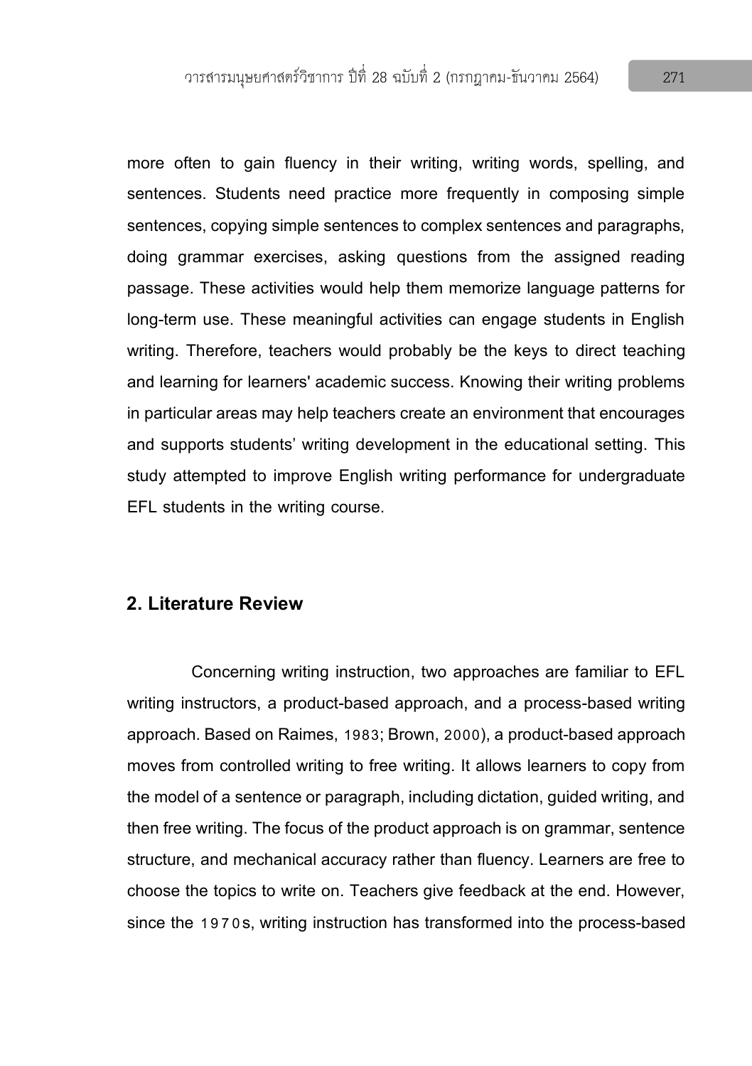more often to gain fluency in their writing, writing words, spelling, and sentences. Students need practice more frequently in composing simple sentences, copying simple sentences to complex sentences and paragraphs, doing grammar exercises, asking questions from the assigned reading passage. These activities would help them memorize language patterns for long-term use. These meaningful activities can engage students in English writing. Therefore, teachers would probably be the keys to direct teaching and learning for learners' academic success. Knowing their writing problems in particular areas may help teachers create an environment that encourages and supports students' writing development in the educational setting. This study attempted to improve English writing performance for undergraduate EFL students in the writing course.

## 2. Literature Review

Concerning writing instruction, two approaches are familiar to EFL writing instructors, a product-based approach, and a process-based writing approach. Based on Raimes, 1983; Brown, 2000), a product-based approach moves from controlled writing to free writing. It allows learners to copy from the model of a sentence or paragraph, including dictation, guided writing, and then free writing. The focus of the product approach is on grammar, sentence structure, and mechanical accuracy rather than fluency. Learners are free to choose the topics to write on. Teachers give feedback at the end. However, since the 1970s, writing instruction has transformed into the process-based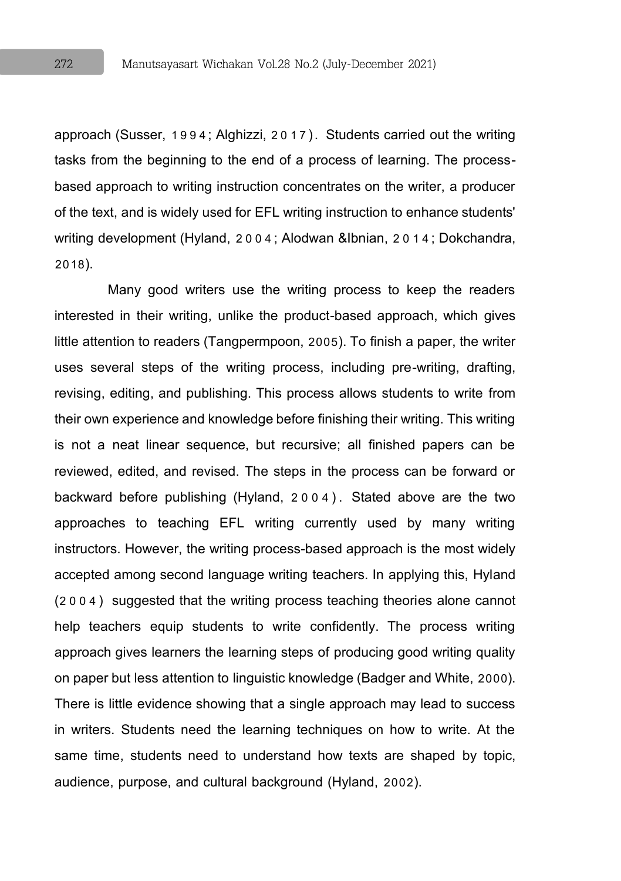approach (Susser, 1994; Alghizzi, 2017). Students carried out the writing tasks from the beginning to the end of a process of learning. The process-based approach to writing instruction concentrates on the writer, a producer of the text, and is widely used for EFL writing instruction to enhance students' writing development (Hyland, 2004; Alodwan &Ibnian, 2014; Dokchandra, 2018).

Many good writers use the writing process to keep the readers interested in their writing, unlike the product-based approach, which gives little attention to readers (Tangpermpoon, 2005). To finish a paper, the writer uses several steps of the writing process, including pre-writing, drafting, revising, editing, and publishing. This process allows students to write from their own experience and knowledge before finishing their writing. This writing is not a neat linear sequence, but recursive; all finished papers can be reviewed, edited, and revised. The steps in the process can be forward or backward before publishing (Hyland, 2004). Stated above are the two approaches to teaching EFL writing currently used by many writing instructors. However, the writing process-based approach is the most widely accepted among second language writing teachers. In applying this, Hyland (2004) suggested that the writing process teaching theories alone cannot help teachers equip students to write confidently. The process writing approach gives learners the learning steps of producing good writing quality on paper but less attention to linguistic knowledge (Badger and White, 2000). There is little evidence showing that a single approach may lead to success in writers. Students need the learning techniques on how to write. At the same time, students need to understand how texts are shaped by topic, audience, purpose, and cultural background (Hyland, 2002).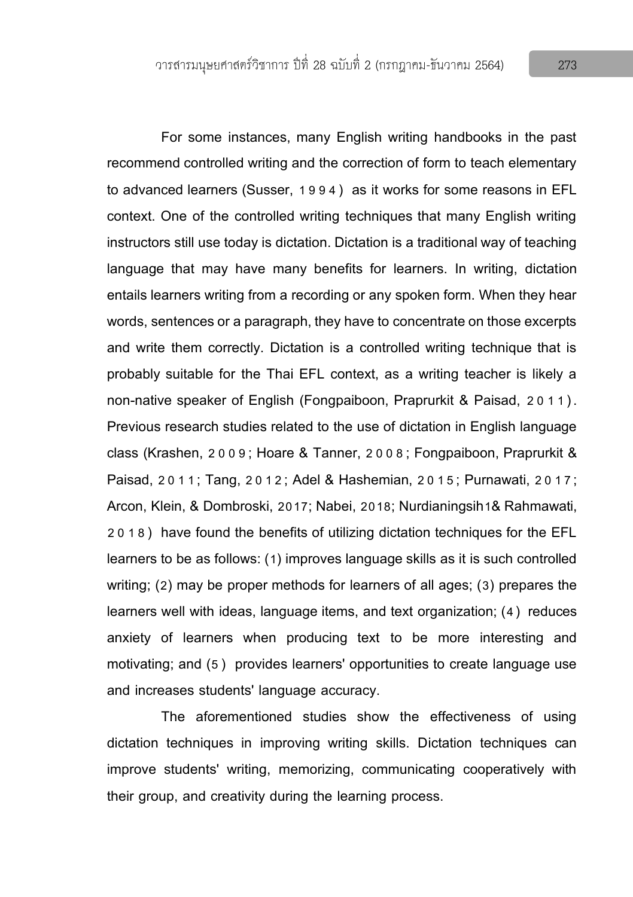For some instances, many English writing handbooks in the past recommend controlled writing and the correction of form to teach elementary to advanced learners (Susser, 1994) as it works for some reasons in EFL context. One of the controlled writing techniques that many English writing instructors still use today is dictation. Dictation is a traditional way of teaching language that may have many benefits for learners. In writing, dictation entails learners writing from a recording or any spoken form. When they hear words, sentences or a paragraph, they have to concentrate on those excerpts and write them correctly. Dictation is a controlled writing technique that is probably suitable for the Thai EFL context, as a writing teacher is likely a non-native speaker of English (Fongpaiboon, Praprurkit & Paisad, 2011). Previous research studies related to the use of dictation in English language class (Krashen, 2009; Hoare & Tanner, 2008; Fongpaiboon, Praprurkit & Paisad, 2011; Tang, 2012; Adel & Hashemian, 2015; Purnawati, 2017; Arcon, Klein, & Dombroski, 2017; Nabei, 2018; Nurdianingsih1& Rahmawati, 2018) have found the benefits of utilizing dictation techniques for the EFL learners to be as follows: (1) improves language skills as it is such controlled writing; (2) may be proper methods for learners of all ages; (3) prepares the learners well with ideas, language items, and text organization; (4) reduces anxiety of learners when producing text to be more interesting and motivating; and (5) provides learners' opportunities to create language use and increases students' language accuracy.

The aforementioned studies show the effectiveness of using dictation techniques in improving writing skills. Dictation techniques can improve students' writing, memorizing, communicating cooperatively with their group, and creativity during the learning process.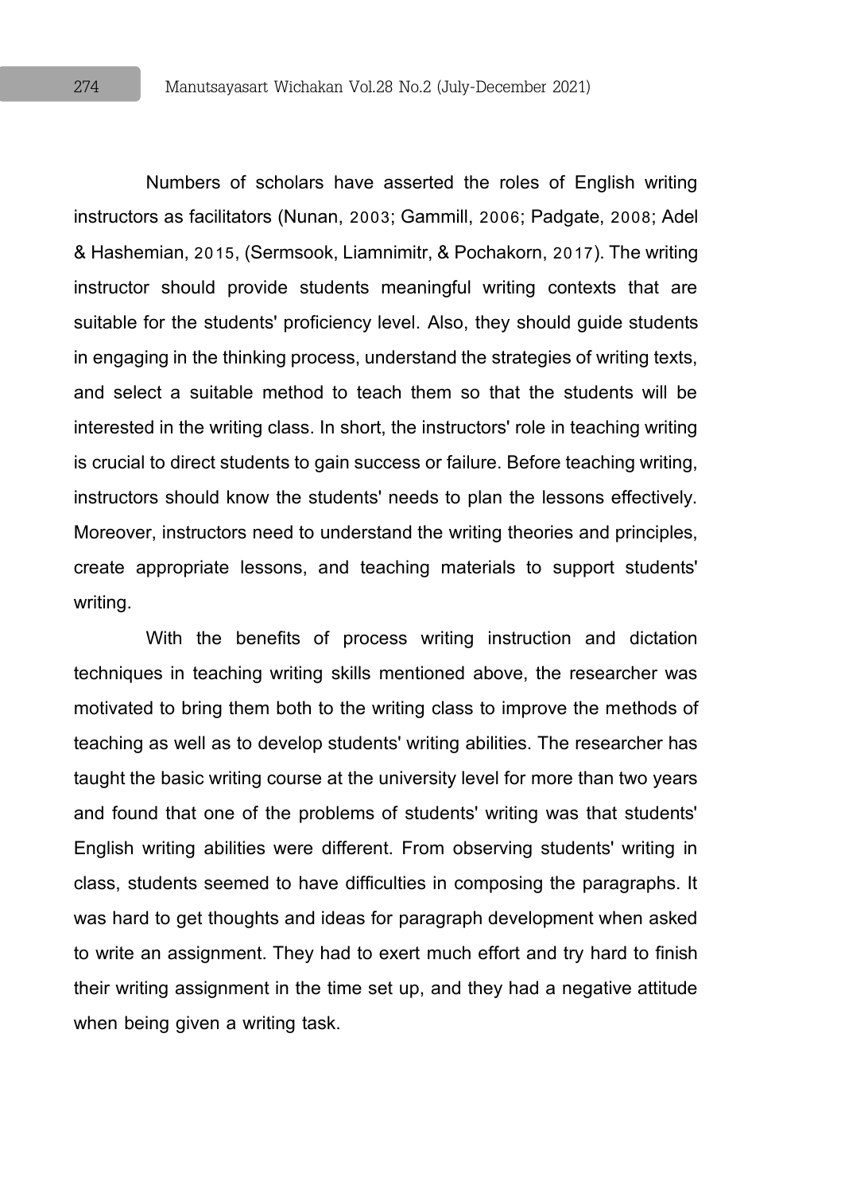Numbers of scholars have asserted the roles of English writing instructors as facilitators (Nunan, 2003; Gammill, 2006; Padgate, 2008; Adel & Hashemian, 2015, (Sermsook, Liamnimitr, & Pochakorn, 2017). The writing instructor should provide students meaningful writing contexts that are suitable for the students' proficiency level. Also, they should guide students in engaging in the thinking process, understand the strategies of writing texts, and select a suitable method to teach them so that the students will be interested in the writing class. In short, the instructors' role in teaching writing is crucial to direct students to gain success or failure. Before teaching writing, instructors should know the students' needs to plan the lessons effectively. Moreover, instructors need to understand the writing theories and principles, create appropriate lessons, and teaching materials to support students' writing.

With the benefits of process writing instruction and dictation techniques in teaching writing skills mentioned above, the researcher was motivated to bring them both to the writing class to improve the methods of teaching as well as to develop students' writing abilities. The researcher has taught the basic writing course at the university level for more than two years and found that one of the problems of students' writing was that students' English writing abilities were different. From observing students' writing in class, students seemed to have difficulties in composing the paragraphs. It was hard to get thoughts and ideas for paragraph development when asked to write an assignment. They had to exert much effort and try hard to finish their writing assignment in the time set up, and they had a negative attitude when being given a writing task.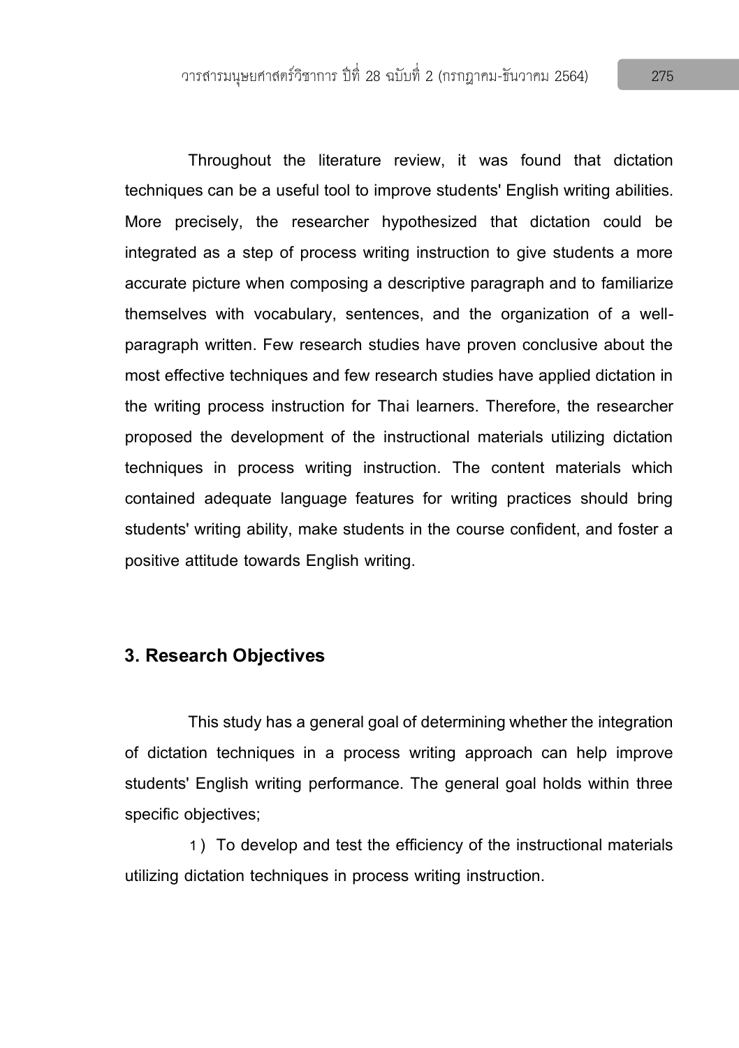Throughout the literature review, it was found that dictation techniques can be a useful tool to improve students' English writing abilities. More precisely, the researcher hypothesized that dictation could be integrated as a step of process writing instruction to give students a more accurate picture when composing a descriptive paragraph and to familiarize themselves with vocabulary, sentences, and the organization of a well-paragraph written. Few research studies have proven conclusive about the most effective techniques and few research studies have applied dictation in the writing process instruction for Thai learners. Therefore, the researcher proposed the development of the instructional materials utilizing dictation techniques in process writing instruction. The content materials which contained adequate language features for writing practices should bring students' writing ability, make students in the course confident, and foster a positive attitude towards English writing.

## 3. Research Objectives

This study has a general goal of determining whether the integration of dictation techniques in a process writing approach can help improve students' English writing performance. The general goal holds within three specific objectives;

1) To develop and test the efficiency of the instructional materials utilizing dictation techniques in process writing instruction.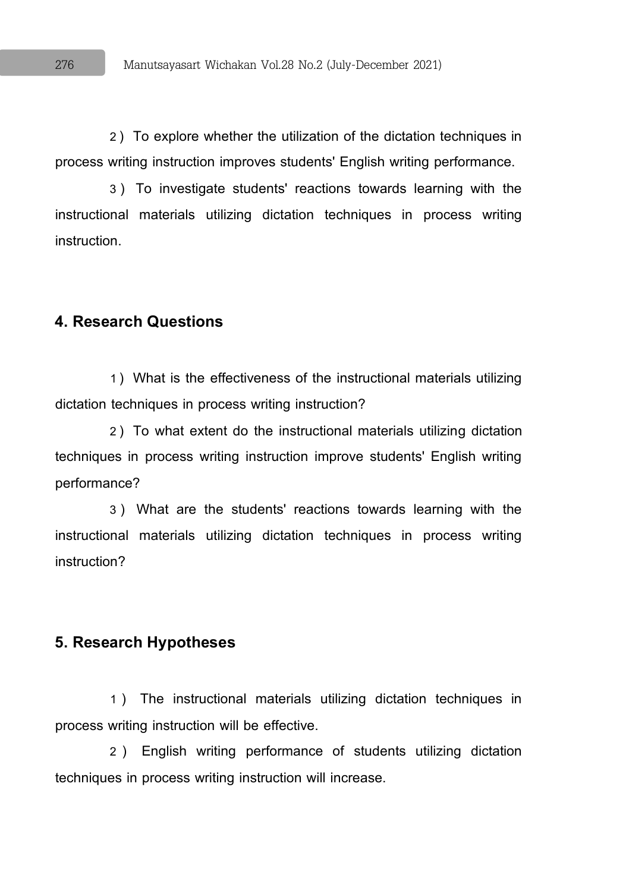2) To explore whether the utilization of the dictation techniques in process writing instruction improves students' English writing performance.

3) To investigate students' reactions towards learning with the instructional materials utilizing dictation techniques in process writing instruction.

## 4. Research Questions

1) What is the effectiveness of the instructional materials utilizing dictation techniques in process writing instruction?

2) To what extent do the instructional materials utilizing dictation techniques in process writing instruction improve students' English writing performance?

3) What are the students' reactions towards learning with the instructional materials utilizing dictation techniques in process writing instruction?

## 5. Research Hypotheses

1) The instructional materials utilizing dictation techniques in process writing instruction will be effective.

2) English writing performance of students utilizing dictation techniques in process writing instruction will increase.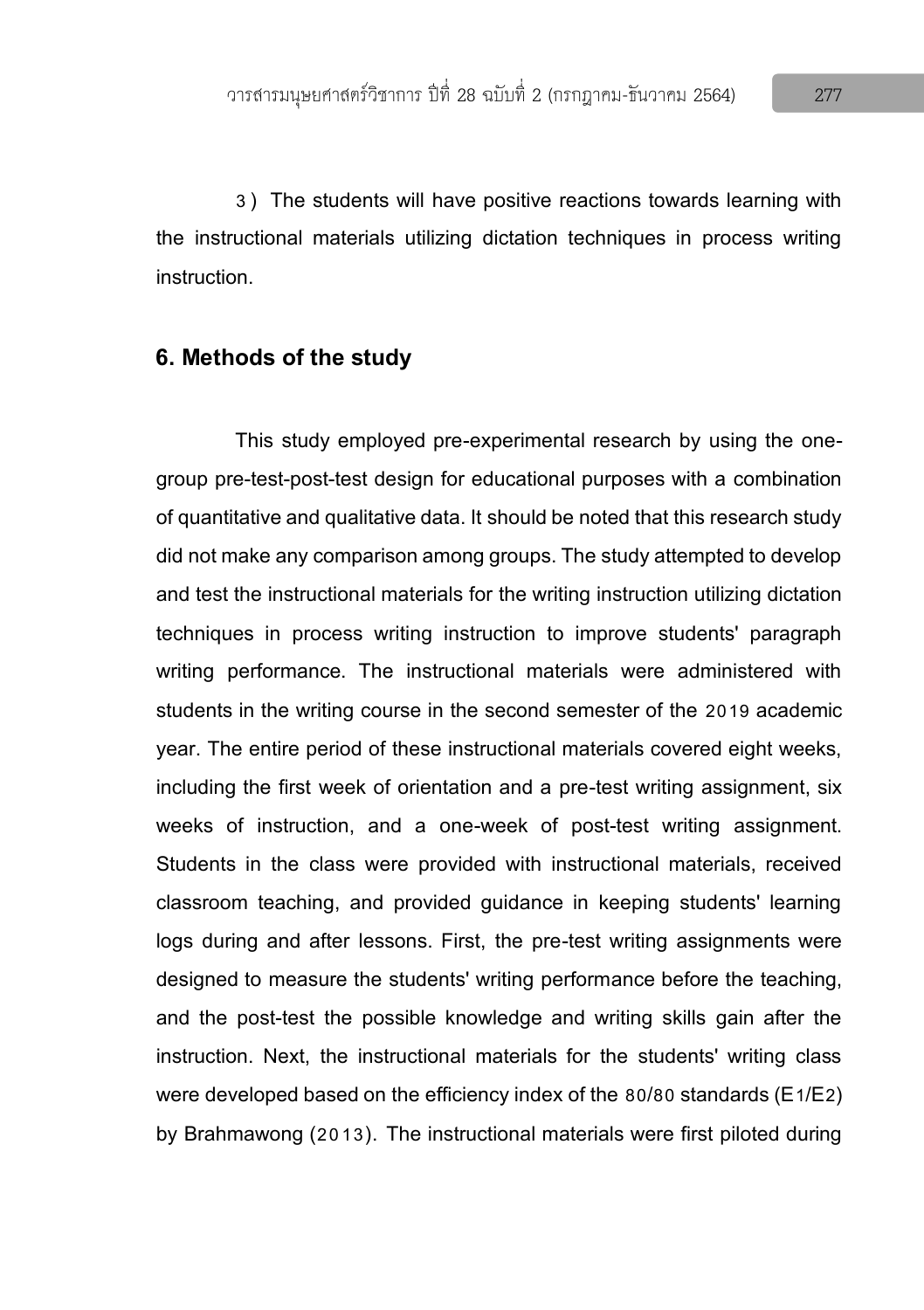3) The students will have positive reactions towards learning with the instructional materials utilizing dictation techniques in process writing instruction.

## 6. Methods of the study

This study employed pre-experimental research by using the one-group pre-test-post-test design for educational purposes with a combination of quantitative and qualitative data. It should be noted that this research study did not make any comparison among groups. The study attempted to develop and test the instructional materials for the writing instruction utilizing dictation techniques in process writing instruction to improve students' paragraph writing performance. The instructional materials were administered with students in the writing course in the second semester of the 2019 academic year. The entire period of these instructional materials covered eight weeks, including the first week of orientation and a pre-test writing assignment, six weeks of instruction, and a one-week of post-test writing assignment. Students in the class were provided with instructional materials, received classroom teaching, and provided guidance in keeping students' learning logs during and after lessons. First, the pre-test writing assignments were designed to measure the students' writing performance before the teaching, and the post-test the possible knowledge and writing skills gain after the instruction. Next, the instructional materials for the students' writing class were developed based on the efficiency index of the 80/80 standards ($E_1/E_2$) by Brahmawong (2013). The instructional materials were first piloted during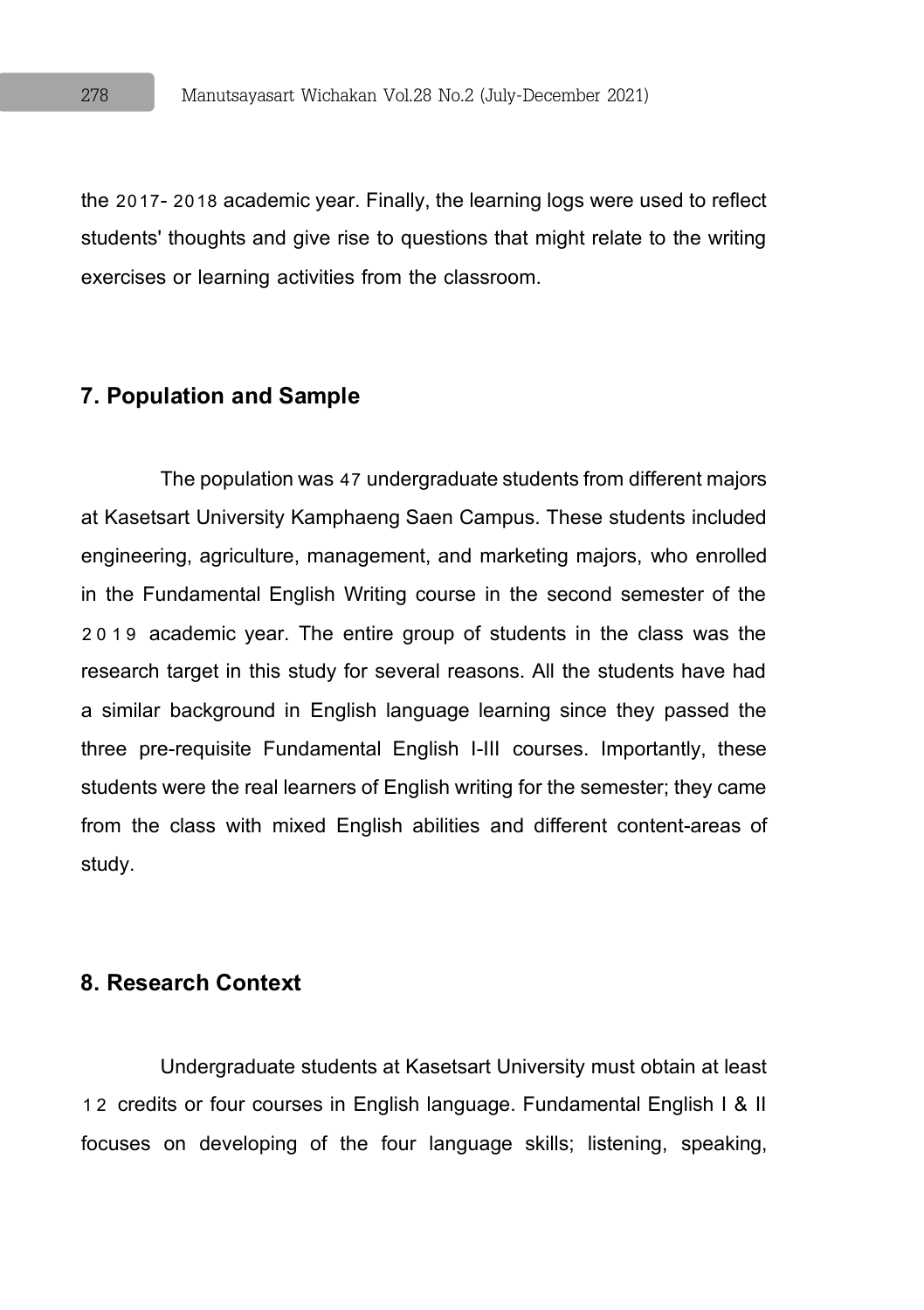the 2017- 2018 academic year. Finally, the learning logs were used to reflect students' thoughts and give rise to questions that might relate to the writing exercises or learning activities from the classroom.

## 7. Population and Sample

The population was 47 undergraduate students from different majors at Kasetsart University Kamphaeng Saen Campus. These students included engineering, agriculture, management, and marketing majors, who enrolled in the Fundamental English Writing course in the second semester of the 2019 academic year. The entire group of students in the class was the research target in this study for several reasons. All the students have had a similar background in English language learning since they passed the three pre-requisite Fundamental English I-III courses. Importantly, these students were the real learners of English writing for the semester; they came from the class with mixed English abilities and different content-areas of study.

## 8. Research Context

Undergraduate students at Kasetsart University must obtain at least 12 credits or four courses in English language. Fundamental English I & II focuses on developing of the four language skills; listening, speaking,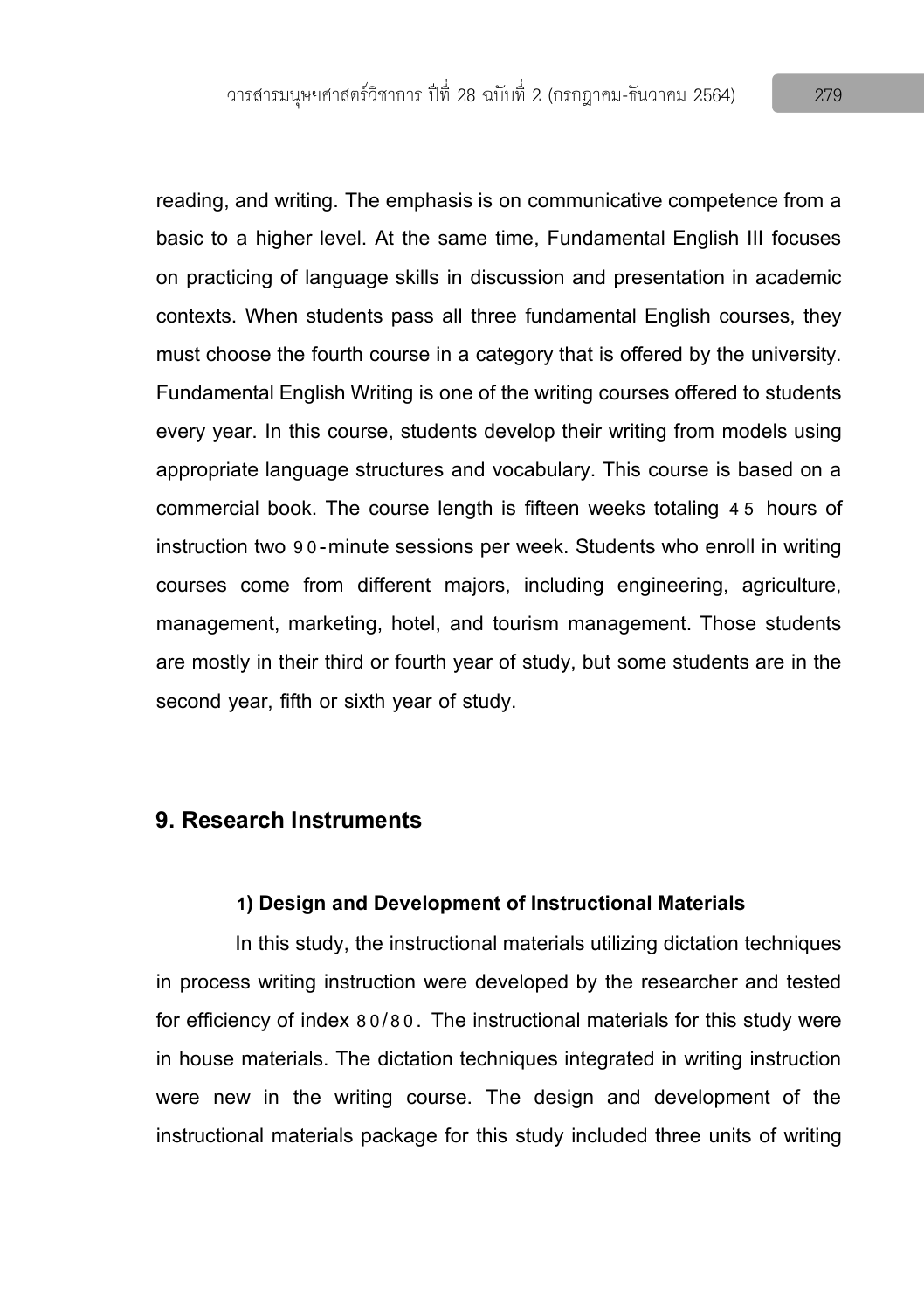reading, and writing. The emphasis is on communicative competence from a basic to a higher level. At the same time, Fundamental English III focuses on practicing of language skills in discussion and presentation in academic contexts. When students pass all three fundamental English courses, they must choose the fourth course in a category that is offered by the university. Fundamental English Writing is one of the writing courses offered to students every year. In this course, students develop their writing from models using appropriate language structures and vocabulary. This course is based on a commercial book. The course length is fifteen weeks totaling 45 hours of instruction two 90-minute sessions per week. Students who enroll in writing courses come from different majors, including engineering, agriculture, management, marketing, hotel, and tourism management. Those students are mostly in their third or fourth year of study, but some students are in the second year, fifth or sixth year of study.

## 9. Research Instruments

### 1) Design and Development of Instructional Materials

In this study, the instructional materials utilizing dictation techniques in process writing instruction were developed by the researcher and tested for efficiency of index 80/80. The instructional materials for this study were in house materials. The dictation techniques integrated in writing instruction were new in the writing course. The design and development of the instructional materials package for this study included three units of writing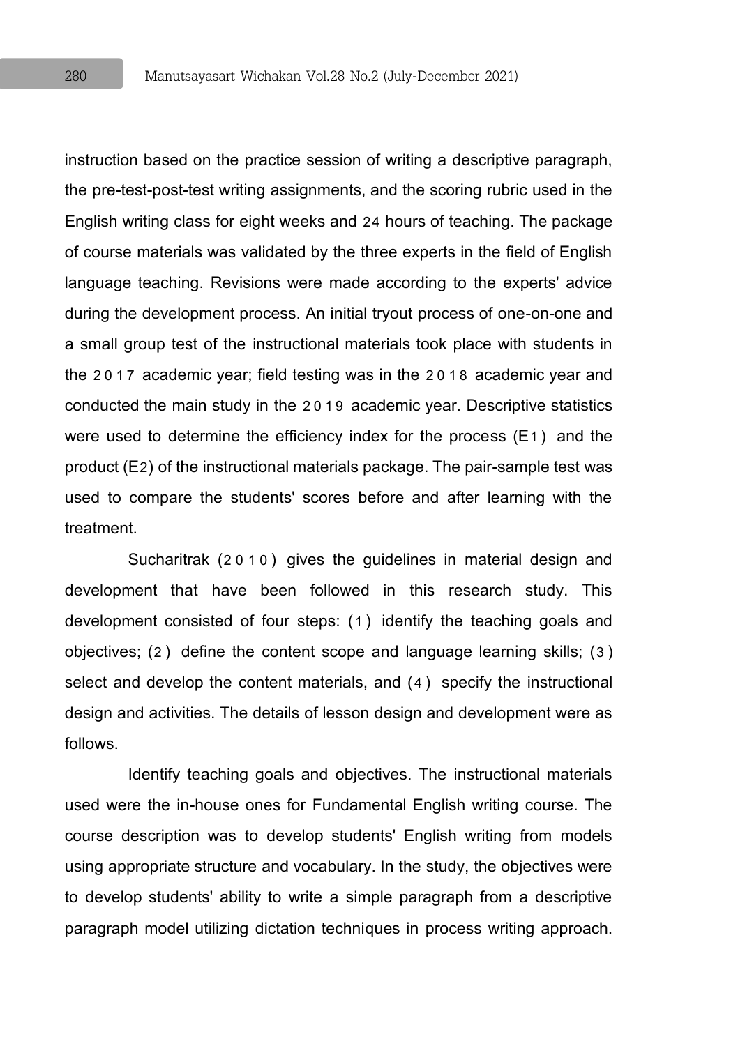instruction based on the practice session of writing a descriptive paragraph, the pre-test-post-test writing assignments, and the scoring rubric used in the English writing class for eight weeks and 24 hours of teaching. The package of course materials was validated by the three experts in the field of English language teaching. Revisions were made according to the experts' advice during the development process. An initial tryout process of one-on-one and a small group test of the instructional materials took place with students in the 2017 academic year; field testing was in the 2018 academic year and conducted the main study in the 2019 academic year. Descriptive statistics were used to determine the efficiency index for the process ($E_1$) and the product ($E_2$) of the instructional materials package. The pair-sample test was used to compare the students' scores before and after learning with the treatment.

Sucharitrak (2010) gives the guidelines in material design and development that have been followed in this research study. This development consisted of four steps: (1) identify the teaching goals and objectives; (2) define the content scope and language learning skills; (3) select and develop the content materials, and (4) specify the instructional design and activities. The details of lesson design and development were as follows.

Identify teaching goals and objectives. The instructional materials used were the in-house ones for Fundamental English writing course. The course description was to develop students' English writing from models using appropriate structure and vocabulary. In the study, the objectives were to develop students' ability to write a simple paragraph from a descriptive paragraph model utilizing dictation techniques in process writing approach.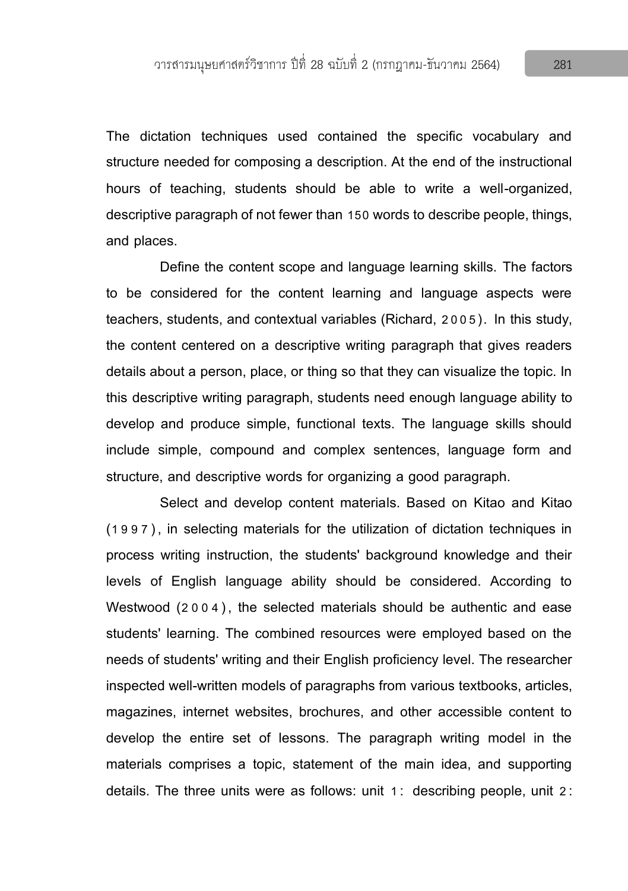The dictation techniques used contained the specific vocabulary and structure needed for composing a description. At the end of the instructional hours of teaching, students should be able to write a well-organized, descriptive paragraph of not fewer than 150 words to describe people, things, and places.

Define the content scope and language learning skills. The factors to be considered for the content learning and language aspects were teachers, students, and contextual variables (Richard, 2005). In this study, the content centered on a descriptive writing paragraph that gives readers details about a person, place, or thing so that they can visualize the topic. In this descriptive writing paragraph, students need enough language ability to develop and produce simple, functional texts. The language skills should include simple, compound and complex sentences, language form and structure, and descriptive words for organizing a good paragraph.

Select and develop content materials. Based on Kitao and Kitao (1997), in selecting materials for the utilization of dictation techniques in process writing instruction, the students' background knowledge and their levels of English language ability should be considered. According to Westwood (2004), the selected materials should be authentic and ease students' learning. The combined resources were employed based on the needs of students' writing and their English proficiency level. The researcher inspected well-written models of paragraphs from various textbooks, articles, magazines, internet websites, brochures, and other accessible content to develop the entire set of lessons. The paragraph writing model in the materials comprises a topic, statement of the main idea, and supporting details. The three units were as follows: unit 1: describing people, unit 2: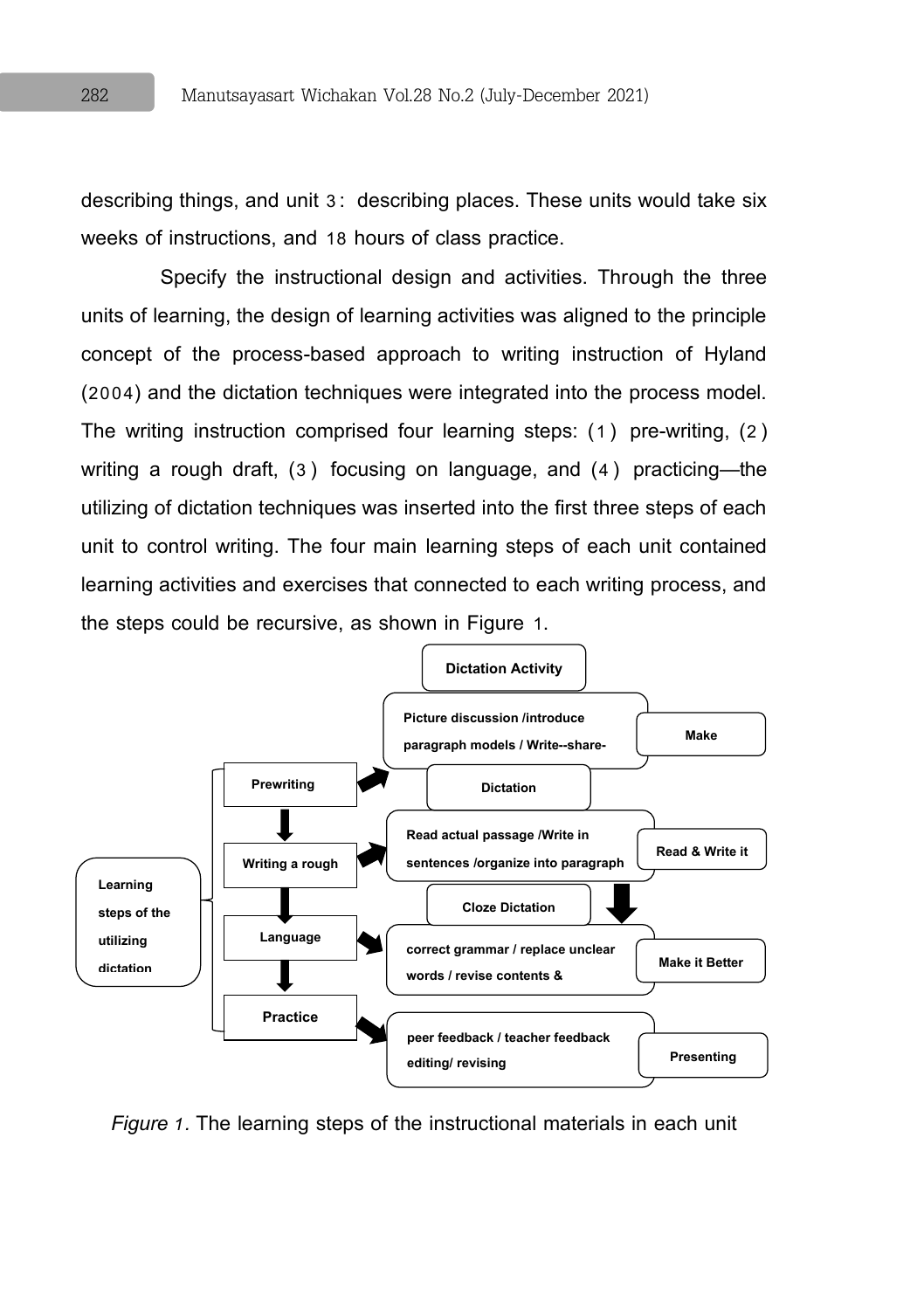describing things, and unit 3: describing places. These units would take six weeks of instructions, and 18 hours of class practice.

Specify the instructional design and activities. Through the three units of learning, the design of learning activities was aligned to the principle concept of the process-based approach to writing instruction of Hyland (2004) and the dictation techniques were integrated into the process model. The writing instruction comprised four learning steps: (1) pre-writing, (2) writing a rough draft, (3) focusing on language, and (4) practicing—the utilizing of dictation techniques was inserted into the first three steps of each unit to control writing. The four main learning steps of each unit contained learning activities and exercises that connected to each writing process, and the steps could be recursive, as shown in Figure 1.

| Learning steps of the utilizing dictation | Dictation Activity | Activities | |
|---|---|---|---|
| Prewriting | | Picture discussion /introduce paragraph models / Write--share- | Make |
| Writing a rough | Dictation | Read actual passage /Write in sentences /organize into paragraph | Read & Write it |
| Language | Cloze Dictation | correct grammar / replace unclear words / revise contents & | Make it Better |
| Practice | | peer feedback / teacher feedback editing/ revising | Presenting |

*Figure 1*. The learning steps of the instructional materials in each unit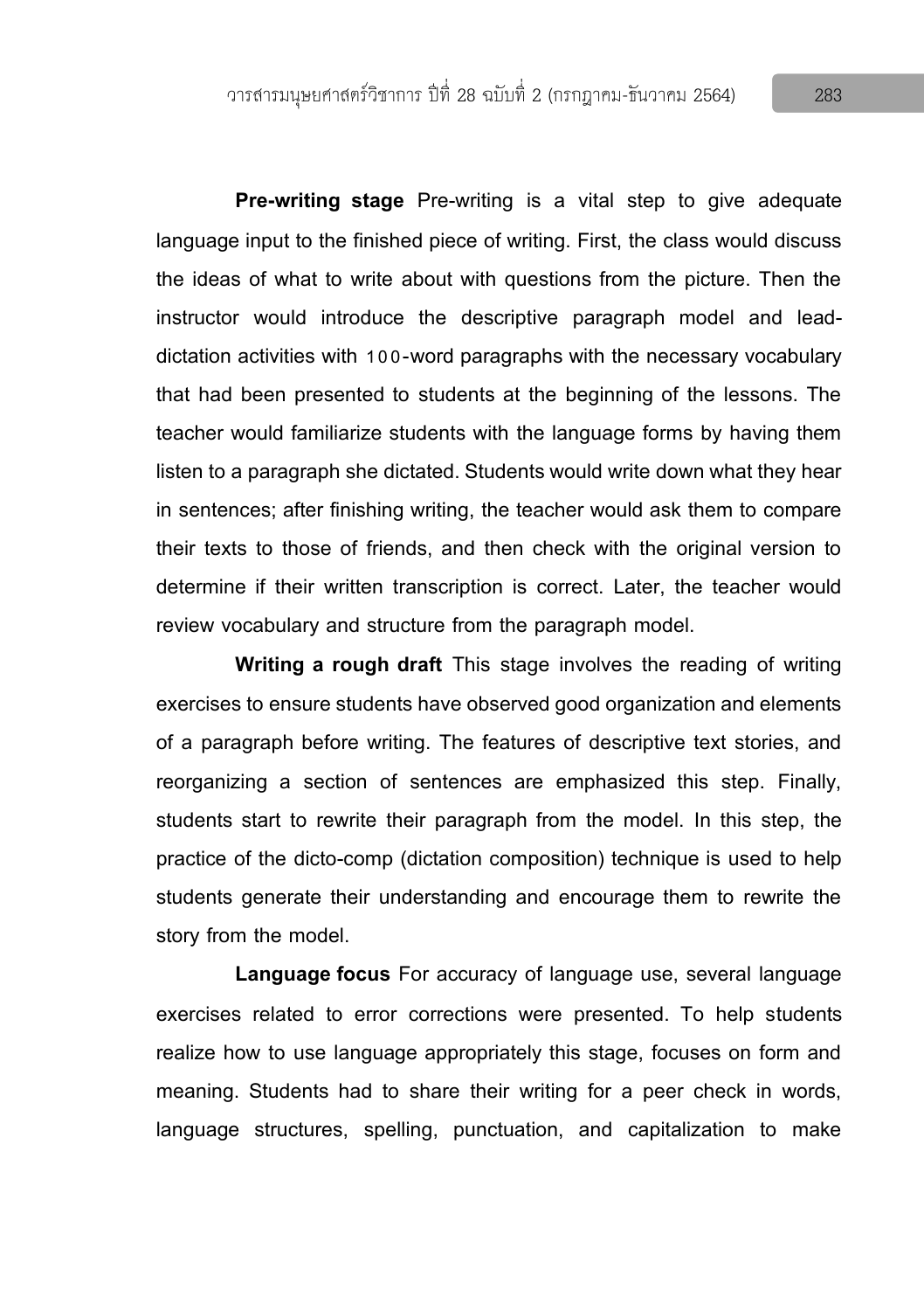**Pre-writing stage** Pre-writing is a vital step to give adequate language input to the finished piece of writing. First, the class would discuss the ideas of what to write about with questions from the picture. Then the instructor would introduce the descriptive paragraph model and lead-dictation activities with 100-word paragraphs with the necessary vocabulary that had been presented to students at the beginning of the lessons. The teacher would familiarize students with the language forms by having them listen to a paragraph she dictated. Students would write down what they hear in sentences; after finishing writing, the teacher would ask them to compare their texts to those of friends, and then check with the original version to determine if their written transcription is correct. Later, the teacher would review vocabulary and structure from the paragraph model.

**Writing a rough draft** This stage involves the reading of writing exercises to ensure students have observed good organization and elements of a paragraph before writing. The features of descriptive text stories, and reorganizing a section of sentences are emphasized this step. Finally, students start to rewrite their paragraph from the model. In this step, the practice of the dicto-comp (dictation composition) technique is used to help students generate their understanding and encourage them to rewrite the story from the model.

**Language focus** For accuracy of language use, several language exercises related to error corrections were presented. To help students realize how to use language appropriately this stage, focuses on form and meaning. Students had to share their writing for a peer check in words, language structures, spelling, punctuation, and capitalization to make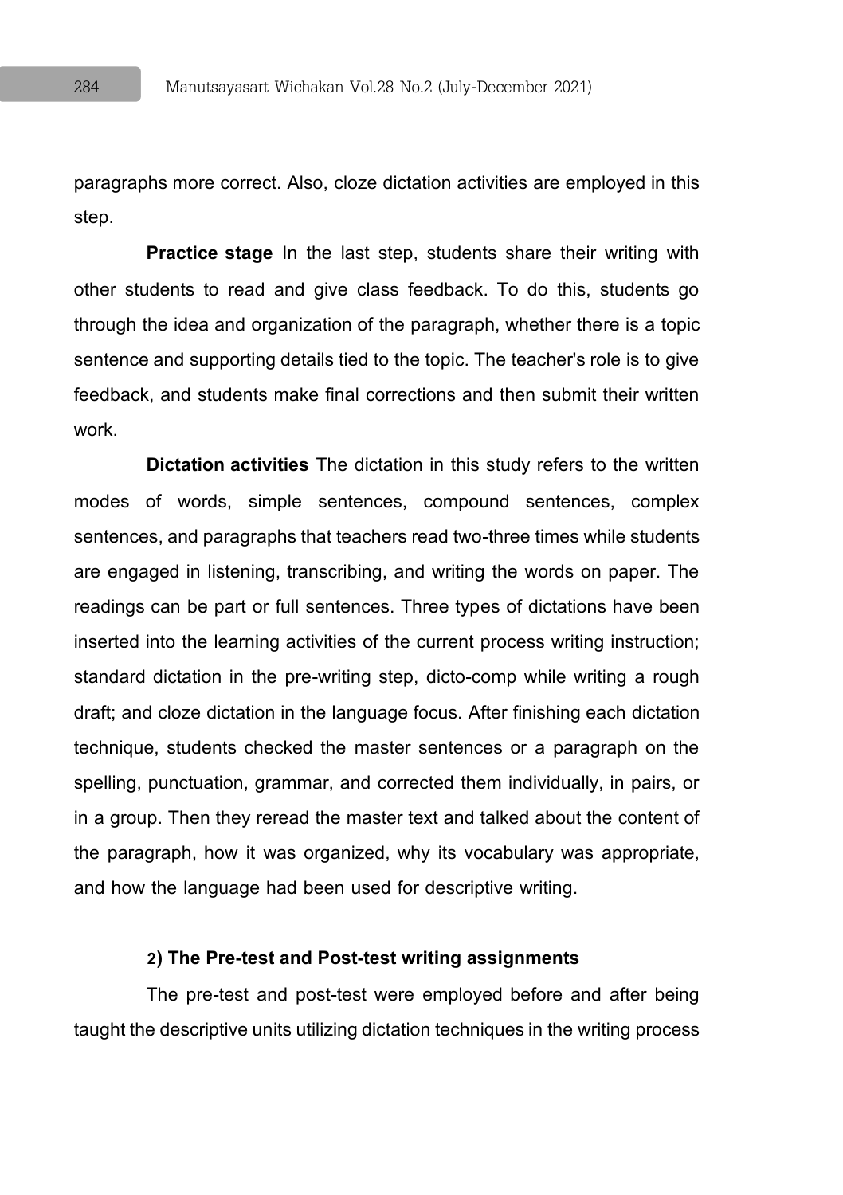paragraphs more correct. Also, cloze dictation activities are employed in this step.

**Practice stage** In the last step, students share their writing with other students to read and give class feedback. To do this, students go through the idea and organization of the paragraph, whether there is a topic sentence and supporting details tied to the topic. The teacher's role is to give feedback, and students make final corrections and then submit their written work.

**Dictation activities** The dictation in this study refers to the written modes of words, simple sentences, compound sentences, complex sentences, and paragraphs that teachers read two-three times while students are engaged in listening, transcribing, and writing the words on paper. The readings can be part or full sentences. Three types of dictations have been inserted into the learning activities of the current process writing instruction; standard dictation in the pre-writing step, dicto-comp while writing a rough draft; and cloze dictation in the language focus. After finishing each dictation technique, students checked the master sentences or a paragraph on the spelling, punctuation, grammar, and corrected them individually, in pairs, or in a group. Then they reread the master text and talked about the content of the paragraph, how it was organized, why its vocabulary was appropriate, and how the language had been used for descriptive writing.

**2) The Pre-test and Post-test writing assignments**

The pre-test and post-test were employed before and after being taught the descriptive units utilizing dictation techniques in the writing process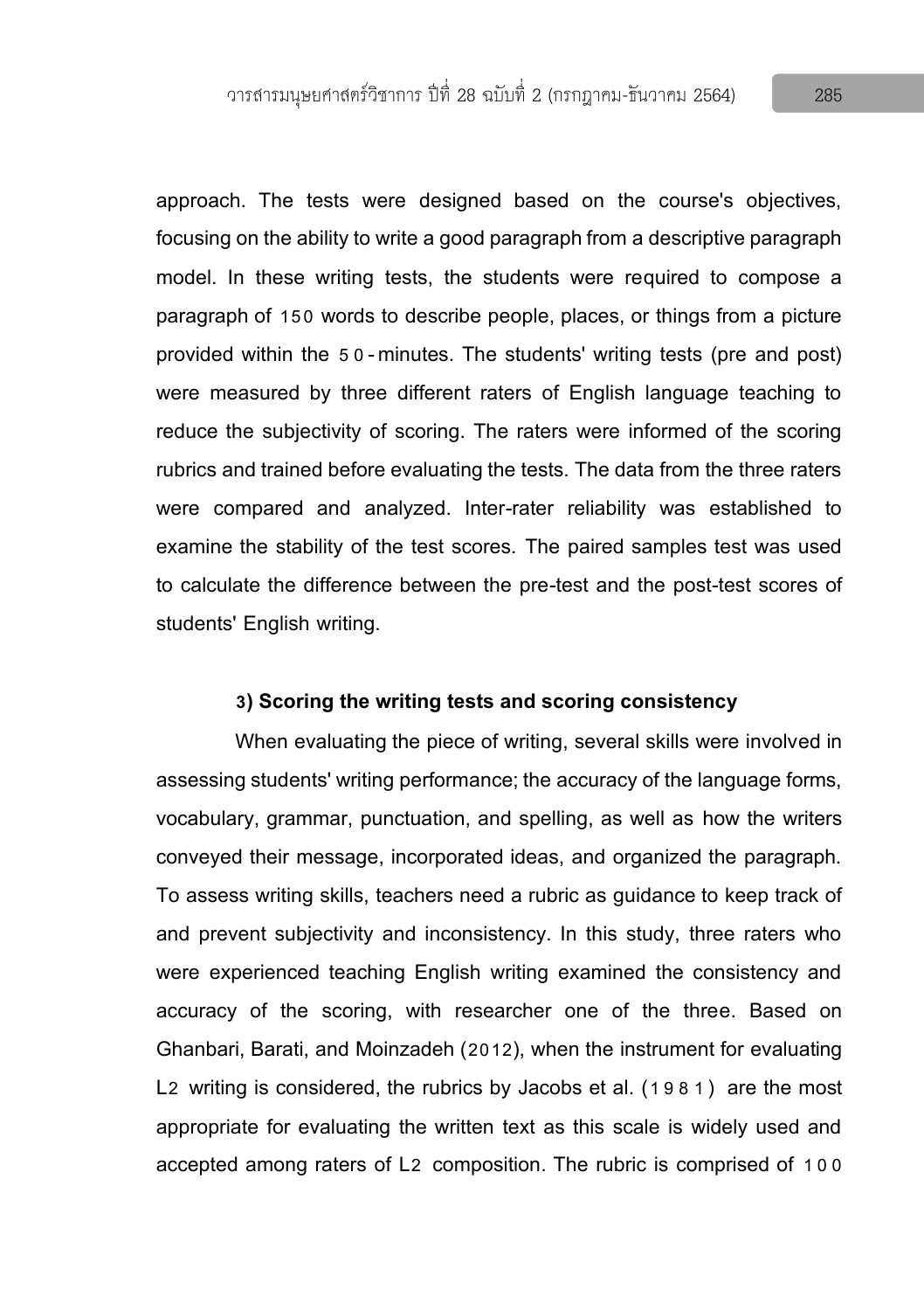approach. The tests were designed based on the course's objectives, focusing on the ability to write a good paragraph from a descriptive paragraph model. In these writing tests, the students were required to compose a paragraph of 150 words to describe people, places, or things from a picture provided within the 50-minutes. The students' writing tests (pre and post) were measured by three different raters of English language teaching to reduce the subjectivity of scoring. The raters were informed of the scoring rubrics and trained before evaluating the tests. The data from the three raters were compared and analyzed. Inter-rater reliability was established to examine the stability of the test scores. The paired samples test was used to calculate the difference between the pre-test and the post-test scores of students' English writing.

**3) Scoring the writing tests and scoring consistency**

When evaluating the piece of writing, several skills were involved in assessing students' writing performance; the accuracy of the language forms, vocabulary, grammar, punctuation, and spelling, as well as how the writers conveyed their message, incorporated ideas, and organized the paragraph. To assess writing skills, teachers need a rubric as guidance to keep track of and prevent subjectivity and inconsistency. In this study, three raters who were experienced teaching English writing examined the consistency and accuracy of the scoring, with researcher one of the three. Based on Ghanbari, Barati, and Moinzadeh (2012), when the instrument for evaluating L2 writing is considered, the rubrics by Jacobs et al. (1981) are the most appropriate for evaluating the written text as this scale is widely used and accepted among raters of L2 composition. The rubric is comprised of 100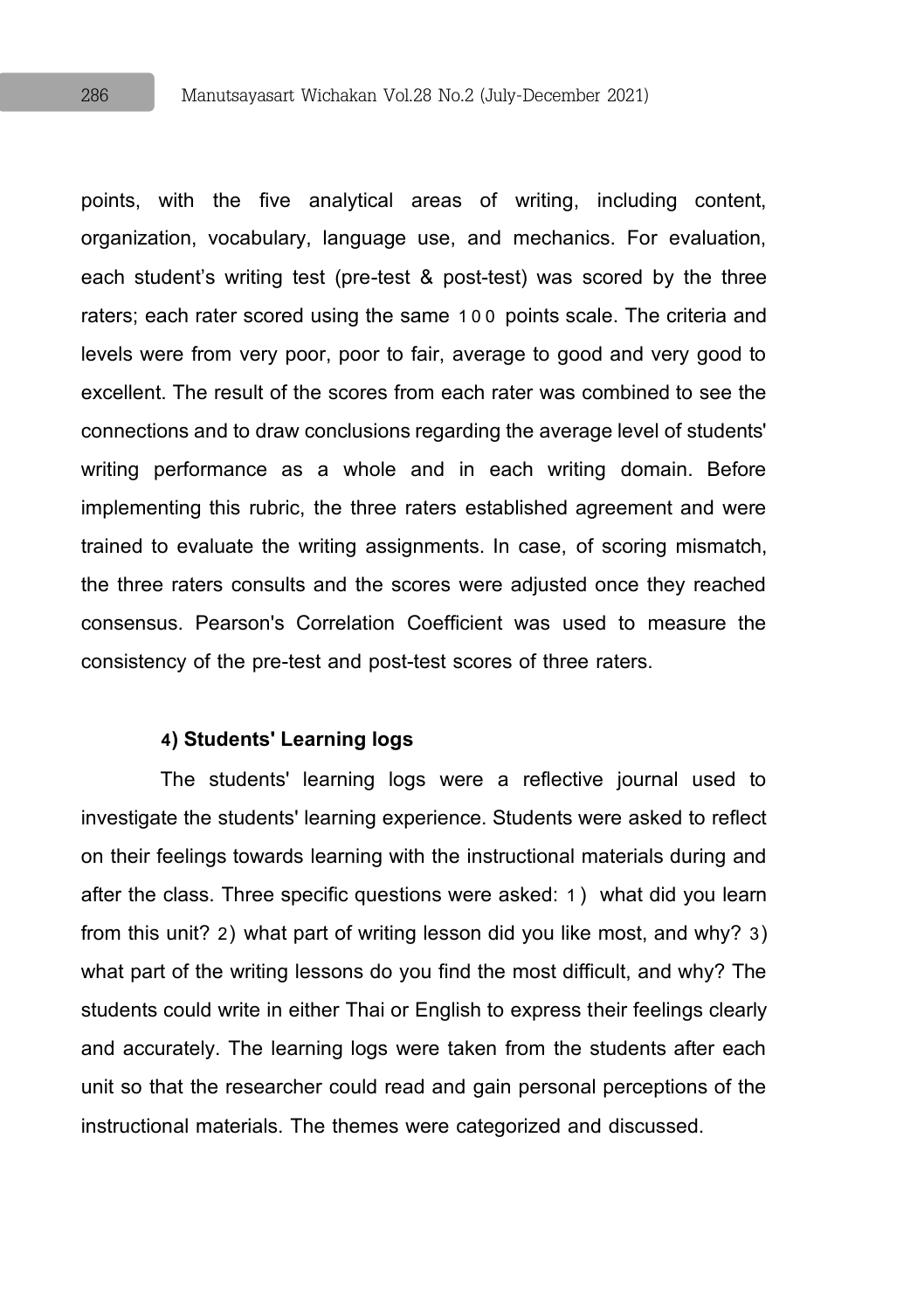points, with the five analytical areas of writing, including content, organization, vocabulary, language use, and mechanics. For evaluation, each student's writing test (pre-test & post-test) was scored by the three raters; each rater scored using the same 100 points scale. The criteria and levels were from very poor, poor to fair, average to good and very good to excellent. The result of the scores from each rater was combined to see the connections and to draw conclusions regarding the average level of students' writing performance as a whole and in each writing domain. Before implementing this rubric, the three raters established agreement and were trained to evaluate the writing assignments. In case, of scoring mismatch, the three raters consults and the scores were adjusted once they reached consensus. Pearson's Correlation Coefficient was used to measure the consistency of the pre-test and post-test scores of three raters.

**4) Students' Learning logs**

The students' learning logs were a reflective journal used to investigate the students' learning experience. Students were asked to reflect on their feelings towards learning with the instructional materials during and after the class. Three specific questions were asked: 1) what did you learn from this unit? 2) what part of writing lesson did you like most, and why? 3) what part of the writing lessons do you find the most difficult, and why? The students could write in either Thai or English to express their feelings clearly and accurately. The learning logs were taken from the students after each unit so that the researcher could read and gain personal perceptions of the instructional materials. The themes were categorized and discussed.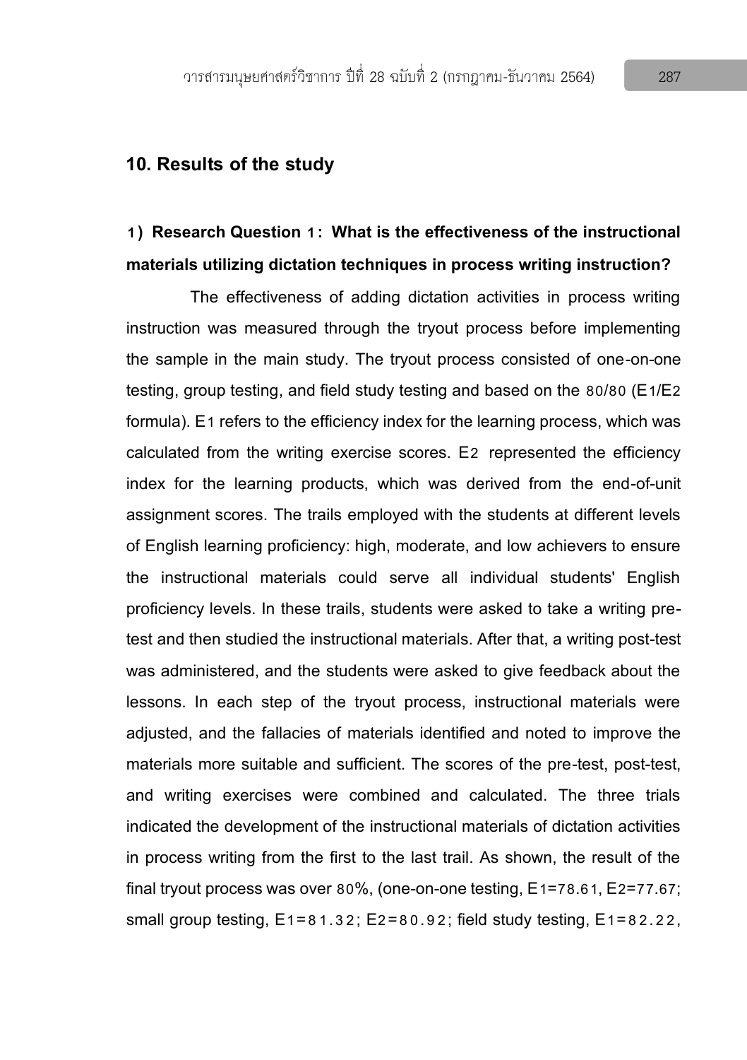## 10. Results of the study

### 1) Research Question 1: What is the effectiveness of the instructional materials utilizing dictation techniques in process writing instruction?

The effectiveness of adding dictation activities in process writing instruction was measured through the tryout process before implementing the sample in the main study. The tryout process consisted of one-on-one testing, group testing, and field study testing and based on the 80/80 ($E_1/E_2$ formula). $E_1$ refers to the efficiency index for the learning process, which was calculated from the writing exercise scores. $E_2$ represented the efficiency index for the learning products, which was derived from the end-of-unit assignment scores. The trails employed with the students at different levels of English learning proficiency: high, moderate, and low achievers to ensure the instructional materials could serve all individual students' English proficiency levels. In these trails, students were asked to take a writing pre-test and then studied the instructional materials. After that, a writing post-test was administered, and the students were asked to give feedback about the lessons. In each step of the tryout process, instructional materials were adjusted, and the fallacies of materials identified and noted to improve the materials more suitable and sufficient. The scores of the pre-test, post-test, and writing exercises were combined and calculated. The three trials indicated the development of the instructional materials of dictation activities in process writing from the first to the last trail. As shown, the result of the final tryout process was over 80%, (one-on-one testing, $E_1$=78.61, $E_2$=77.67; small group testing, $E_1$=81.32; $E_2$=80.92; field study testing, $E_1$=82.22,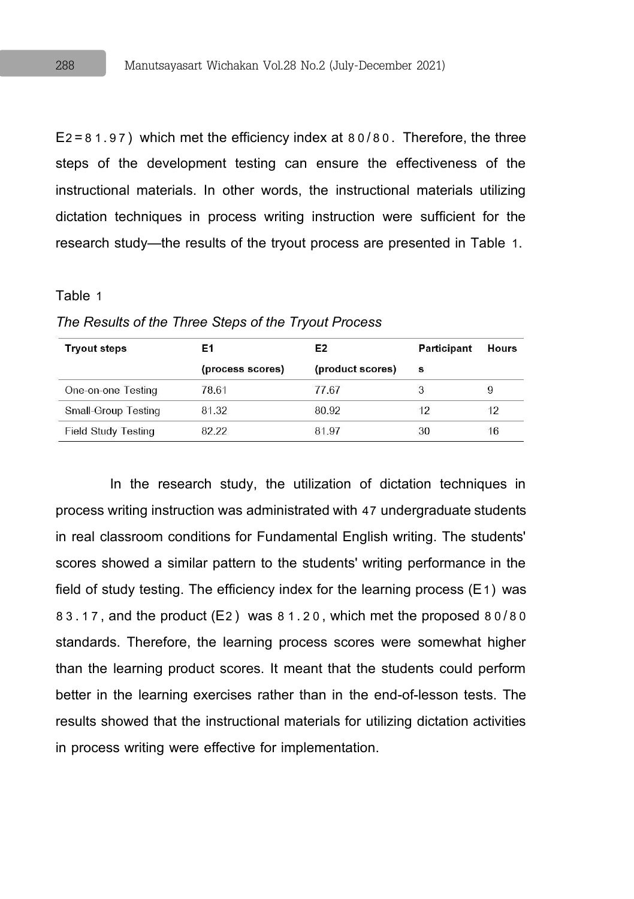$E_2=81.97$) which met the efficiency index at 80/80. Therefore, the three steps of the development testing can ensure the effectiveness of the instructional materials. In other words, the instructional materials utilizing dictation techniques in process writing instruction were sufficient for the research study—the results of the tryout process are presented in Table 1.

Table 1

*The Results of the Three Steps of the Tryout Process*

| Tryout steps | E1 (process scores) | E2 (product scores) | Participants | Hours |
|---|---|---|---|---|
| One-on-one Testing | 78.61 | 77.67 | 3 | 9 |
| Small-Group Testing | 81.32 | 80.92 | 12 | 12 |
| Field Study Testing | 82.22 | 81.97 | 30 | 16 |

In the research study, the utilization of dictation techniques in process writing instruction was administrated with 47 undergraduate students in real classroom conditions for Fundamental English writing. The students' scores showed a similar pattern to the students' writing performance in the field of study testing. The efficiency index for the learning process ($E_1$) was 83.17, and the product ($E_2$) was 81.20, which met the proposed 80/80 standards. Therefore, the learning process scores were somewhat higher than the learning product scores. It meant that the students could perform better in the learning exercises rather than in the end-of-lesson tests. The results showed that the instructional materials for utilizing dictation activities in process writing were effective for implementation.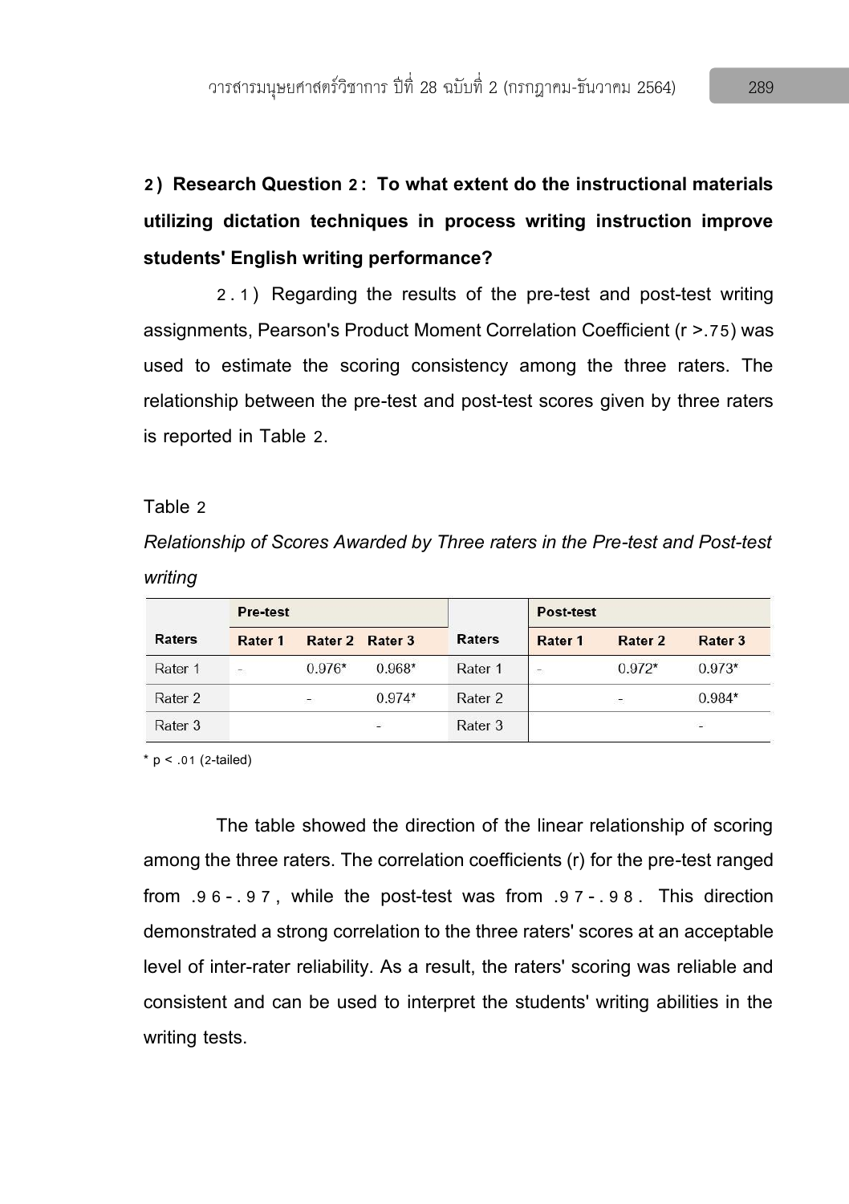**2) Research Question 2: To what extent do the instructional materials utilizing dictation techniques in process writing instruction improve students' English writing performance?**

2.1) Regarding the results of the pre-test and post-test writing assignments, Pearson's Product Moment Correlation Coefficient ($r > .75$) was used to estimate the scoring consistency among the three raters. The relationship between the pre-test and post-test scores given by three raters is reported in Table 2.

Table 2

*Relationship of Scores Awarded by Three raters in the Pre-test and Post-test writing*

| Raters | Pre-test | | | Raters | Post-test | | |
|---|---|---|---|---|---|---|---|
| | Rater 1 | Rater 2 | Rater 3 | | Rater 1 | Rater 2 | Rater 3 |
| Rater 1 | - | 0.976* | 0.968* | Rater 1 | - | 0.972* | 0.973* |
| Rater 2 | | - | 0.974* | Rater 2 | | - | 0.984* |
| Rater 3 | | | - | Rater 3 | | | - |

* $p < .01$ (2-tailed)

The table showed the direction of the linear relationship of scoring among the three raters. The correlation coefficients (r) for the pre-test ranged from .96-.97, while the post-test was from .97-.98. This direction demonstrated a strong correlation to the three raters' scores at an acceptable level of inter-rater reliability. As a result, the raters' scoring was reliable and consistent and can be used to interpret the students' writing abilities in the writing tests.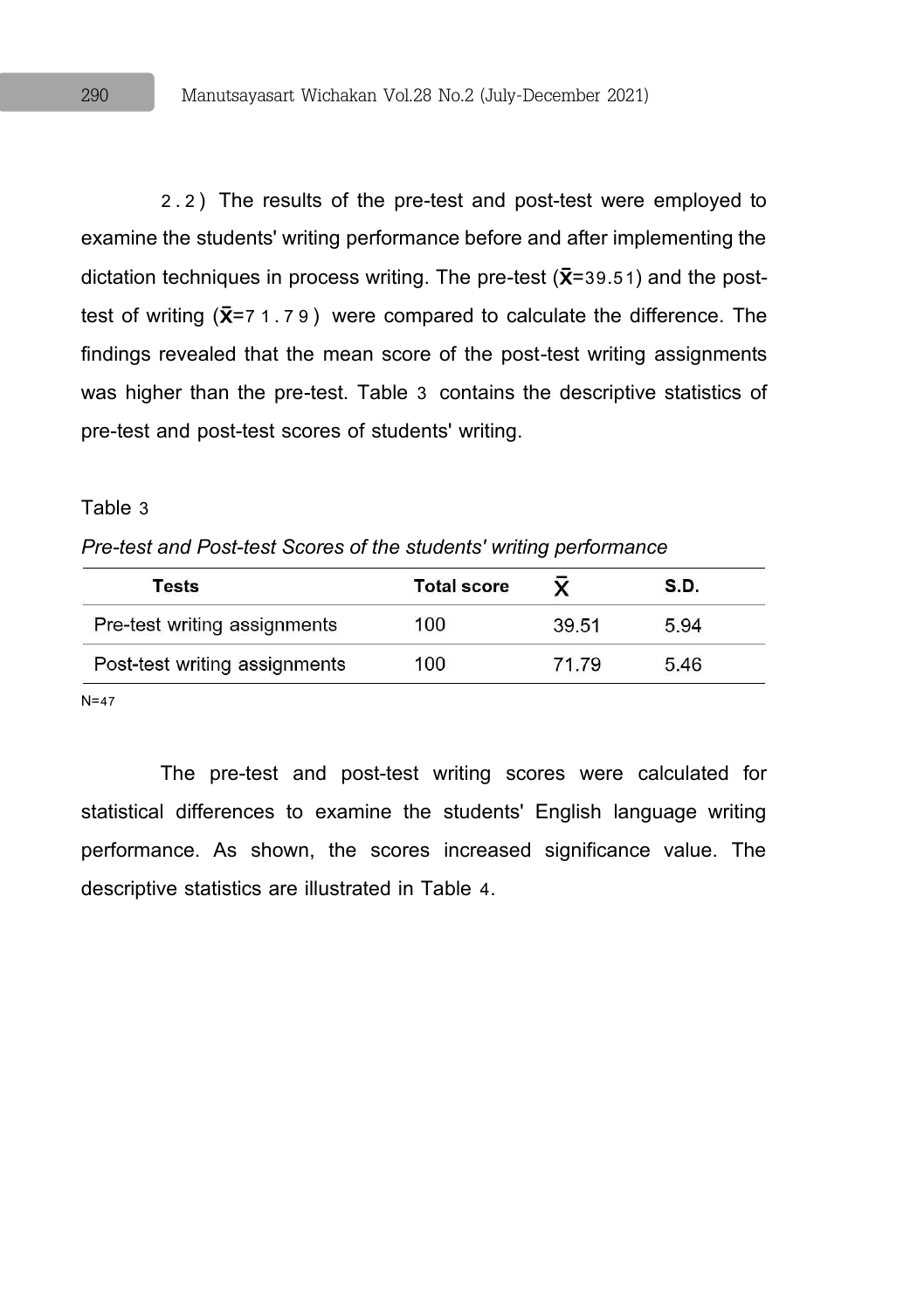2.2) The results of the pre-test and post-test were employed to examine the students' writing performance before and after implementing the dictation techniques in process writing. The pre-test ($\bar{x}$=39.51) and the post-test of writing ($\bar{x}$=71.79) were compared to calculate the difference. The findings revealed that the mean score of the post-test writing assignments was higher than the pre-test. Table 3 contains the descriptive statistics of pre-test and post-test scores of students' writing.

Table 3

*Pre-test and Post-test Scores of the students' writing performance*

| Tests | Total score | $\bar{x}$ | S.D. |
|---|---|---|---|
| Pre-test writing assignments | 100 | 39.51 | 5.94 |
| Post-test writing assignments | 100 | 71.79 | 5.46 |

N=47

The pre-test and post-test writing scores were calculated for statistical differences to examine the students' English language writing performance. As shown, the scores increased significance value. The descriptive statistics are illustrated in Table 4.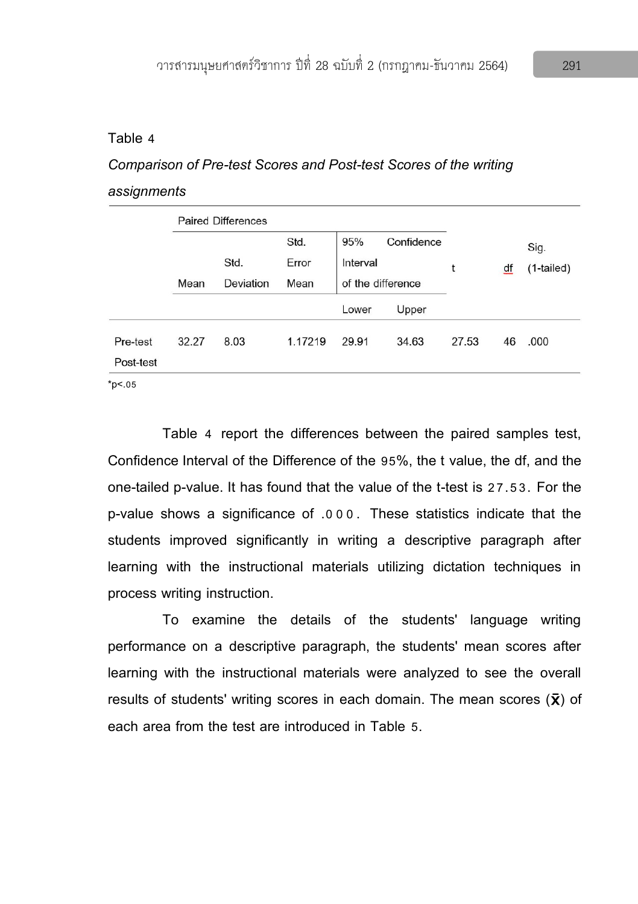Table 4

*Comparison of Pre-test Scores and Post-test Scores of the writing assignments*

| | Paired Differences | | | | | t | df | Sig. (1-tailed) |
|---|---|---|---|---|---|---|---|---|
| | Mean | Std. Deviation | Std. Error Mean | 95% Confidence Interval of the difference | | | | |
| | | | | Lower | Upper | | | |
| Pre-test Post-test | 32.27 | 8.03 | 1.17219 | 29.91 | 34.63 | 27.53 | 46 | .000 |

*p<.05

Table 4 report the differences between the paired samples test, Confidence Interval of the Difference of the 95%, the t value, the df, and the one-tailed p-value. It has found that the value of the t-test is 27.53. For the p-value shows a significance of .000. These statistics indicate that the students improved significantly in writing a descriptive paragraph after learning with the instructional materials utilizing dictation techniques in process writing instruction.

To examine the details of the students' language writing performance on a descriptive paragraph, the students' mean scores after learning with the instructional materials were analyzed to see the overall results of students' writing scores in each domain. The mean scores ($\bar{x}$) of each area from the test are introduced in Table 5.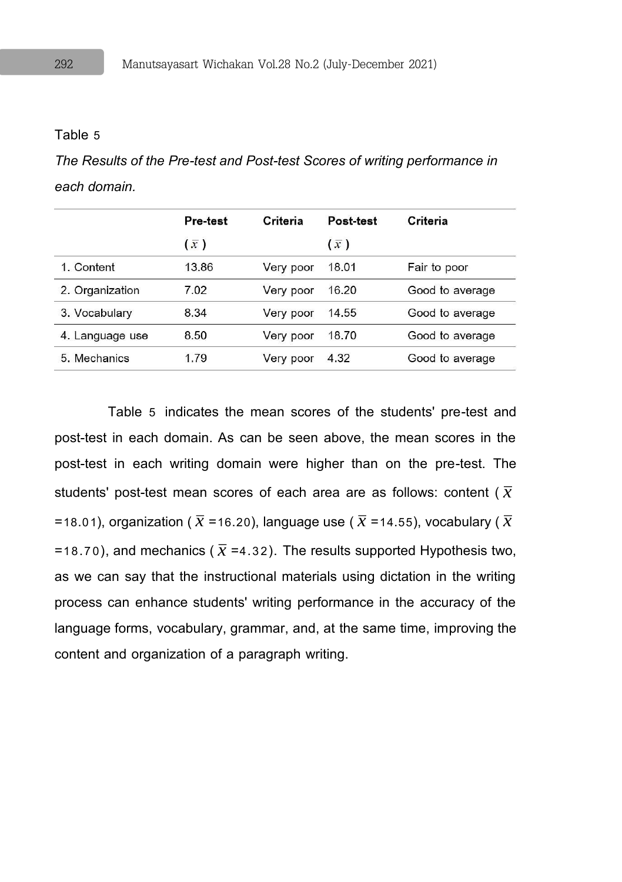Table 5

*The Results of the Pre-test and Post-test Scores of writing performance in each domain.*

| | Pre-test ($\bar{x}$) | Criteria | Post-test ($\bar{x}$) | Criteria |
|---|---|---|---|---|
| 1. Content | 13.86 | Very poor | 18.01 | Fair to poor |
| 2. Organization | 7.02 | Very poor | 16.20 | Good to average |
| 3. Vocabulary | 8.34 | Very poor | 14.55 | Good to average |
| 4. Language use | 8.50 | Very poor | 18.70 | Good to average |
| 5. Mechanics | 1.79 | Very poor | 4.32 | Good to average |

Table 5 indicates the mean scores of the students' pre-test and post-test in each domain. As can be seen above, the mean scores in the post-test in each writing domain were higher than on the pre-test. The students' post-test mean scores of each area are as follows: content ($\overline{X}$ =18.01), organization ($\overline{X}$ =16.20), language use ($\overline{X}$ =14.55), vocabulary ($\overline{X}$ =18.70), and mechanics ($\overline{X}$ =4.32). The results supported Hypothesis two, as we can say that the instructional materials using dictation in the writing process can enhance students' writing performance in the accuracy of the language forms, vocabulary, grammar, and, at the same time, improving the content and organization of a paragraph writing.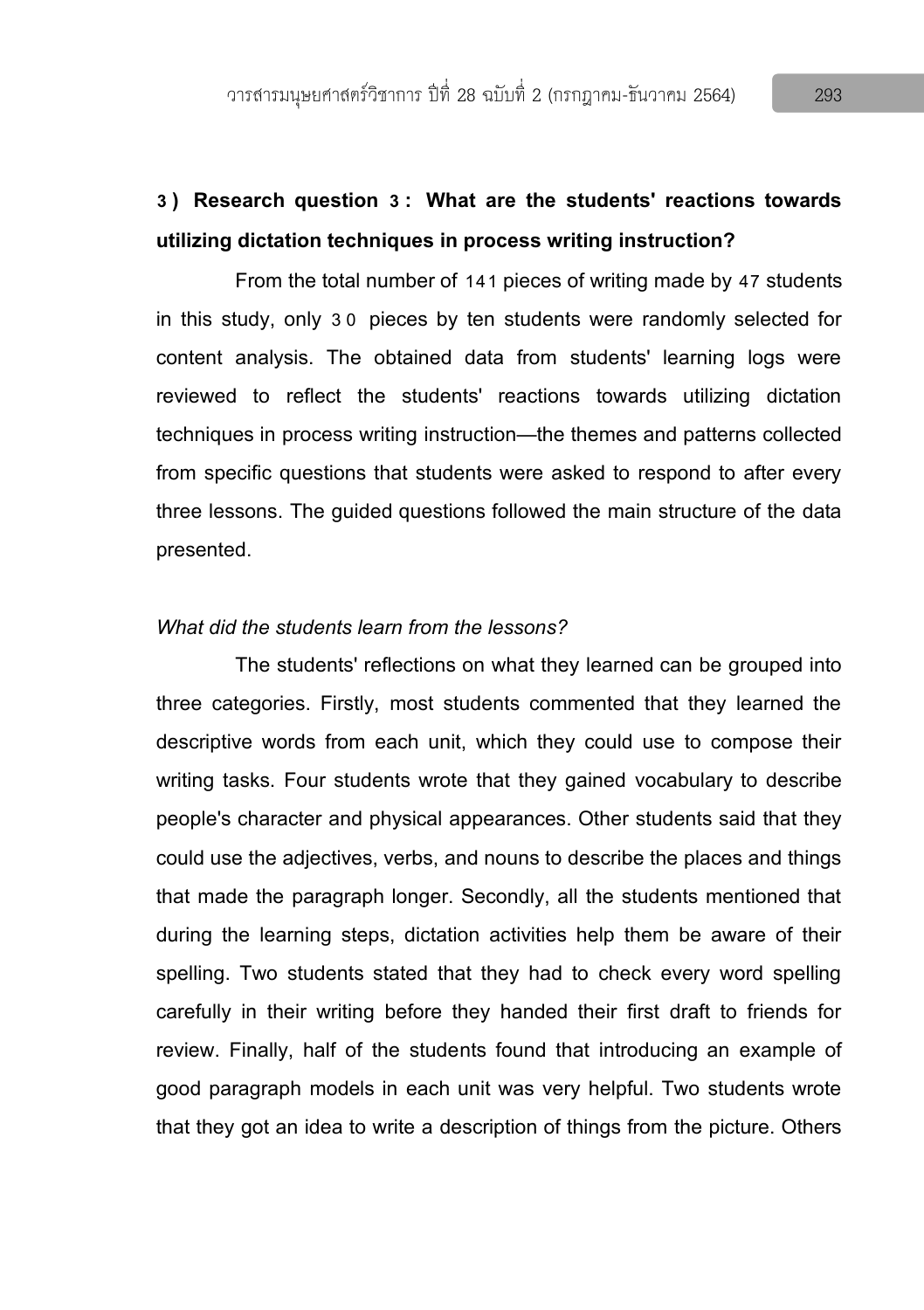**3) Research question 3: What are the students' reactions towards utilizing dictation techniques in process writing instruction?**

From the total number of 141 pieces of writing made by 47 students in this study, only 30 pieces by ten students were randomly selected for content analysis. The obtained data from students' learning logs were reviewed to reflect the students' reactions towards utilizing dictation techniques in process writing instruction—the themes and patterns collected from specific questions that students were asked to respond to after every three lessons. The guided questions followed the main structure of the data presented.

*What did the students learn from the lessons?*

The students' reflections on what they learned can be grouped into three categories. Firstly, most students commented that they learned the descriptive words from each unit, which they could use to compose their writing tasks. Four students wrote that they gained vocabulary to describe people's character and physical appearances. Other students said that they could use the adjectives, verbs, and nouns to describe the places and things that made the paragraph longer. Secondly, all the students mentioned that during the learning steps, dictation activities help them be aware of their spelling. Two students stated that they had to check every word spelling carefully in their writing before they handed their first draft to friends for review. Finally, half of the students found that introducing an example of good paragraph models in each unit was very helpful. Two students wrote that they got an idea to write a description of things from the picture. Others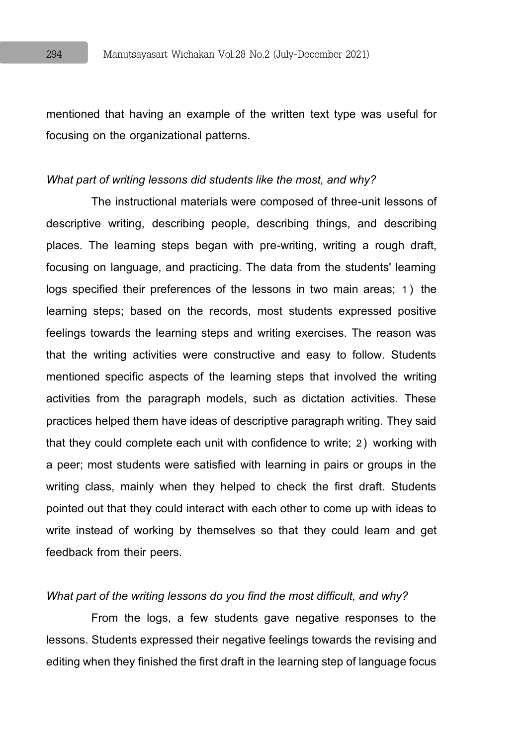mentioned that having an example of the written text type was useful for focusing on the organizational patterns.

*What part of writing lessons did students like the most, and why?*

The instructional materials were composed of three-unit lessons of descriptive writing, describing people, describing things, and describing places. The learning steps began with pre-writing, writing a rough draft, focusing on language, and practicing. The data from the students' learning logs specified their preferences of the lessons in two main areas; 1) the learning steps; based on the records, most students expressed positive feelings towards the learning steps and writing exercises. The reason was that the writing activities were constructive and easy to follow. Students mentioned specific aspects of the learning steps that involved the writing activities from the paragraph models, such as dictation activities. These practices helped them have ideas of descriptive paragraph writing. They said that they could complete each unit with confidence to write; 2) working with a peer; most students were satisfied with learning in pairs or groups in the writing class, mainly when they helped to check the first draft. Students pointed out that they could interact with each other to come up with ideas to write instead of working by themselves so that they could learn and get feedback from their peers.

*What part of the writing lessons do you find the most difficult, and why?*

From the logs, a few students gave negative responses to the lessons. Students expressed their negative feelings towards the revising and editing when they finished the first draft in the learning step of language focus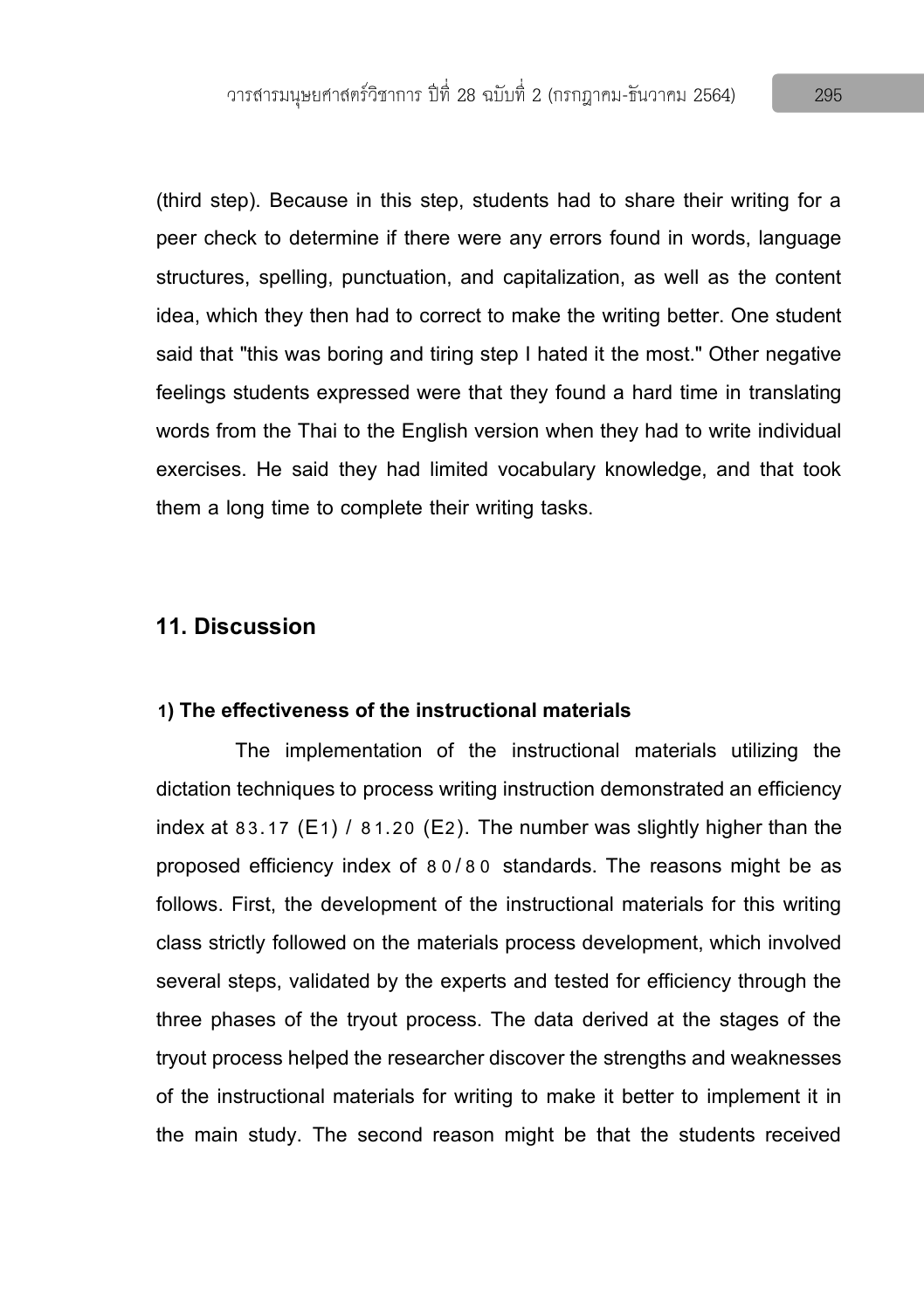(third step). Because in this step, students had to share their writing for a peer check to determine if there were any errors found in words, language structures, spelling, punctuation, and capitalization, as well as the content idea, which they then had to correct to make the writing better. One student said that "this was boring and tiring step I hated it the most." Other negative feelings students expressed were that they found a hard time in translating words from the Thai to the English version when they had to write individual exercises. He said they had limited vocabulary knowledge, and that took them a long time to complete their writing tasks.

## 11. Discussion

### 1) The effectiveness of the instructional materials

The implementation of the instructional materials utilizing the dictation techniques to process writing instruction demonstrated an efficiency index at 83.17 ($E_1$) / 81.20 ($E_2$). The number was slightly higher than the proposed efficiency index of 80/80 standards. The reasons might be as follows. First, the development of the instructional materials for this writing class strictly followed on the materials process development, which involved several steps, validated by the experts and tested for efficiency through the three phases of the tryout process. The data derived at the stages of the tryout process helped the researcher discover the strengths and weaknesses of the instructional materials for writing to make it better to implement it in the main study. The second reason might be that the students received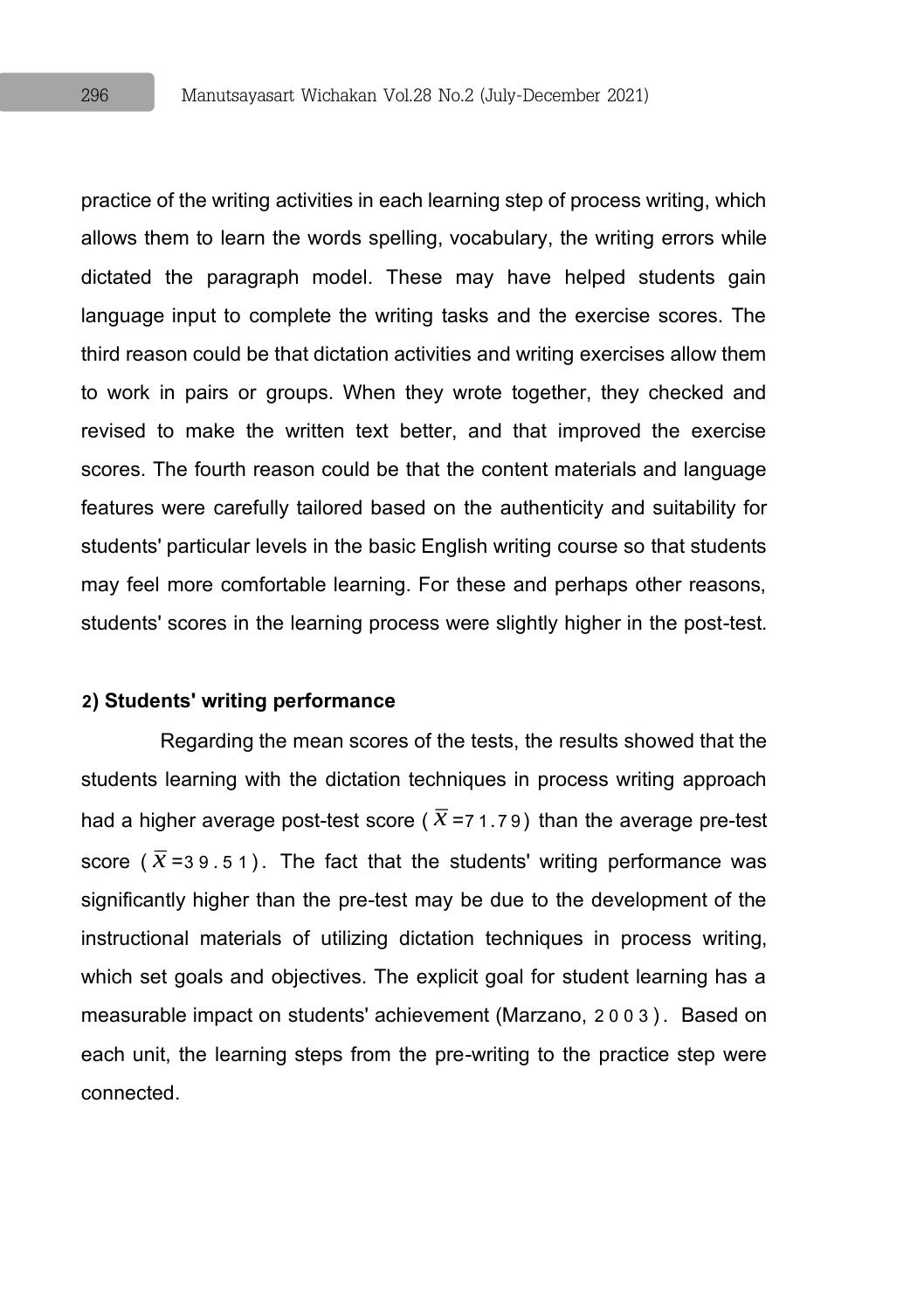practice of the writing activities in each learning step of process writing, which allows them to learn the words spelling, vocabulary, the writing errors while dictated the paragraph model. These may have helped students gain language input to complete the writing tasks and the exercise scores. The third reason could be that dictation activities and writing exercises allow them to work in pairs or groups. When they wrote together, they checked and revised to make the written text better, and that improved the exercise scores. The fourth reason could be that the content materials and language features were carefully tailored based on the authenticity and suitability for students' particular levels in the basic English writing course so that students may feel more comfortable learning. For these and perhaps other reasons, students' scores in the learning process were slightly higher in the post-test.

**2) Students' writing performance**

Regarding the mean scores of the tests, the results showed that the students learning with the dictation techniques in process writing approach had a higher average post-test score ($\overline{X}$=71.79) than the average pre-test score ($\overline{X}$=39.51). The fact that the students' writing performance was significantly higher than the pre-test may be due to the development of the instructional materials of utilizing dictation techniques in process writing, which set goals and objectives. The explicit goal for student learning has a measurable impact on students' achievement (Marzano, 2003). Based on each unit, the learning steps from the pre-writing to the practice step were connected.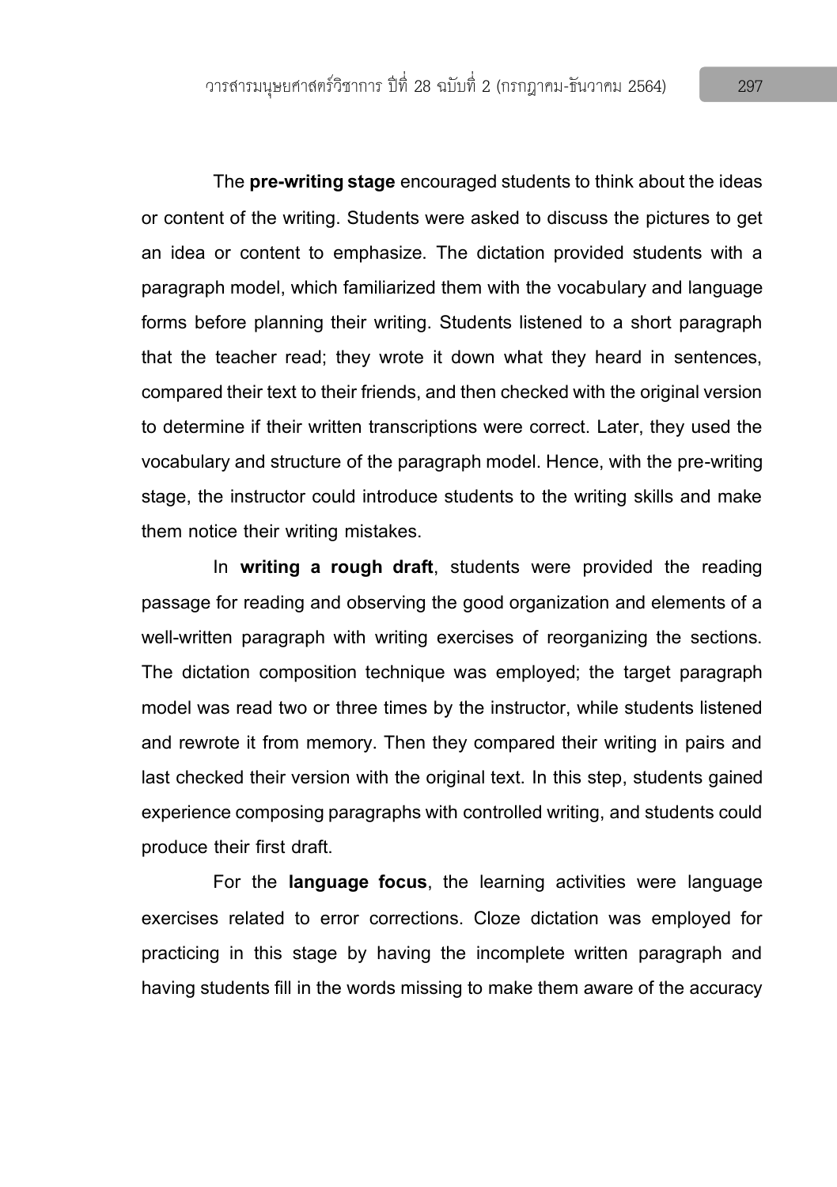The **pre-writing stage** encouraged students to think about the ideas or content of the writing. Students were asked to discuss the pictures to get an idea or content to emphasize. The dictation provided students with a paragraph model, which familiarized them with the vocabulary and language forms before planning their writing. Students listened to a short paragraph that the teacher read; they wrote it down what they heard in sentences, compared their text to their friends, and then checked with the original version to determine if their written transcriptions were correct. Later, they used the vocabulary and structure of the paragraph model. Hence, with the pre-writing stage, the instructor could introduce students to the writing skills and make them notice their writing mistakes.

In **writing a rough draft**, students were provided the reading passage for reading and observing the good organization and elements of a well-written paragraph with writing exercises of reorganizing the sections. The dictation composition technique was employed; the target paragraph model was read two or three times by the instructor, while students listened and rewrote it from memory. Then they compared their writing in pairs and last checked their version with the original text. In this step, students gained experience composing paragraphs with controlled writing, and students could produce their first draft.

For the **language focus**, the learning activities were language exercises related to error corrections. Cloze dictation was employed for practicing in this stage by having the incomplete written paragraph and having students fill in the words missing to make them aware of the accuracy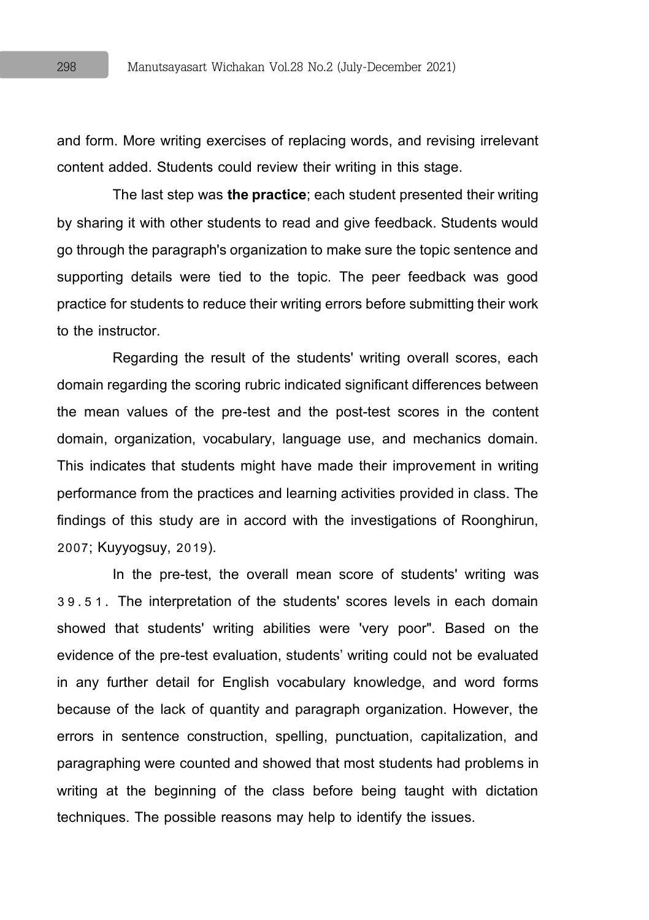and form. More writing exercises of replacing words, and revising irrelevant content added. Students could review their writing in this stage.

The last step was **the practice**; each student presented their writing by sharing it with other students to read and give feedback. Students would go through the paragraph's organization to make sure the topic sentence and supporting details were tied to the topic. The peer feedback was good practice for students to reduce their writing errors before submitting their work to the instructor.

Regarding the result of the students' writing overall scores, each domain regarding the scoring rubric indicated significant differences between the mean values of the pre-test and the post-test scores in the content domain, organization, vocabulary, language use, and mechanics domain. This indicates that students might have made their improvement in writing performance from the practices and learning activities provided in class. The findings of this study are in accord with the investigations of Roonghirun, 2007; Kuyyogsuy, 2019).

In the pre-test, the overall mean score of students' writing was 39.51. The interpretation of the students' scores levels in each domain showed that students' writing abilities were 'very poor". Based on the evidence of the pre-test evaluation, students' writing could not be evaluated in any further detail for English vocabulary knowledge, and word forms because of the lack of quantity and paragraph organization. However, the errors in sentence construction, spelling, punctuation, capitalization, and paragraphing were counted and showed that most students had problems in writing at the beginning of the class before being taught with dictation techniques. The possible reasons may help to identify the issues.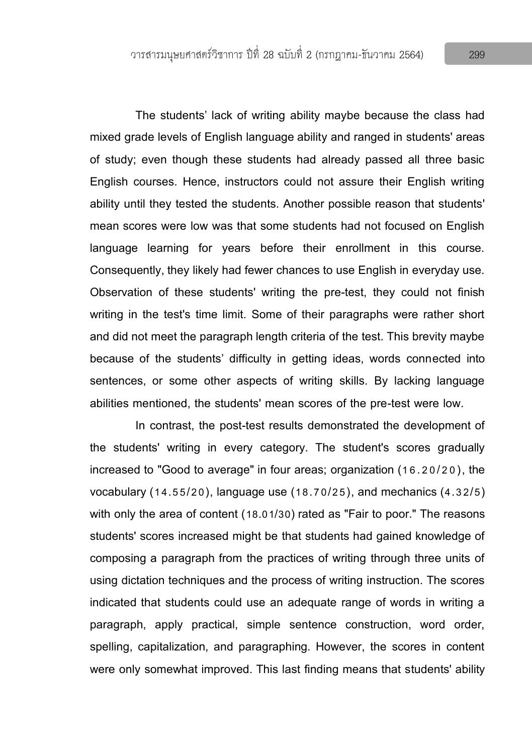The students' lack of writing ability maybe because the class had mixed grade levels of English language ability and ranged in students' areas of study; even though these students had already passed all three basic English courses. Hence, instructors could not assure their English writing ability until they tested the students. Another possible reason that students' mean scores were low was that some students had not focused on English language learning for years before their enrollment in this course. Consequently, they likely had fewer chances to use English in everyday use. Observation of these students' writing the pre-test, they could not finish writing in the test's time limit. Some of their paragraphs were rather short and did not meet the paragraph length criteria of the test. This brevity maybe because of the students' difficulty in getting ideas, words connected into sentences, or some other aspects of writing skills. By lacking language abilities mentioned, the students' mean scores of the pre-test were low.

In contrast, the post-test results demonstrated the development of the students' writing in every category. The student's scores gradually increased to "Good to average" in four areas; organization (16.20/20), the vocabulary (14.55/20), language use (18.70/25), and mechanics (4.32/5) with only the area of content (18.01/30) rated as "Fair to poor." The reasons students' scores increased might be that students had gained knowledge of composing a paragraph from the practices of writing through three units of using dictation techniques and the process of writing instruction. The scores indicated that students could use an adequate range of words in writing a paragraph, apply practical, simple sentence construction, word order, spelling, capitalization, and paragraphing. However, the scores in content were only somewhat improved. This last finding means that students' ability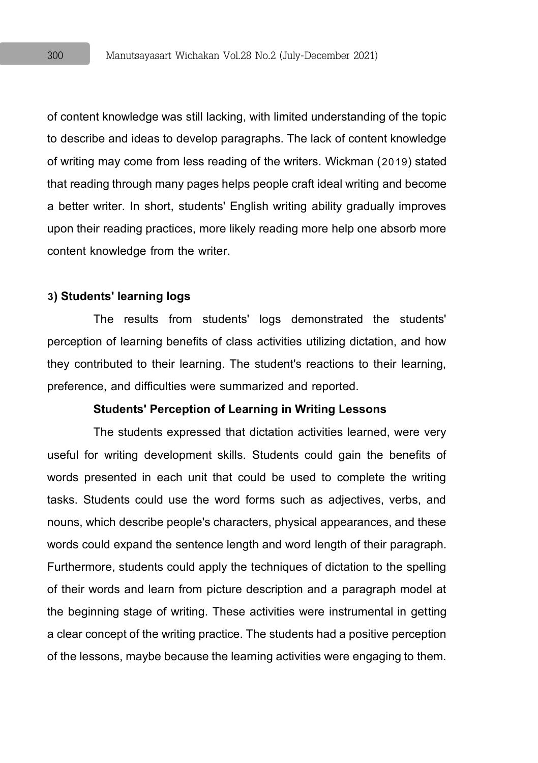of content knowledge was still lacking, with limited understanding of the topic to describe and ideas to develop paragraphs. The lack of content knowledge of writing may come from less reading of the writers. Wickman (2019) stated that reading through many pages helps people craft ideal writing and become a better writer. In short, students' English writing ability gradually improves upon their reading practices, more likely reading more help one absorb more content knowledge from the writer.

**3) Students' learning logs**

The results from students' logs demonstrated the students' perception of learning benefits of class activities utilizing dictation, and how they contributed to their learning. The student's reactions to their learning, preference, and difficulties were summarized and reported.

**Students' Perception of Learning in Writing Lessons**

The students expressed that dictation activities learned, were very useful for writing development skills. Students could gain the benefits of words presented in each unit that could be used to complete the writing tasks. Students could use the word forms such as adjectives, verbs, and nouns, which describe people's characters, physical appearances, and these words could expand the sentence length and word length of their paragraph. Furthermore, students could apply the techniques of dictation to the spelling of their words and learn from picture description and a paragraph model at the beginning stage of writing. These activities were instrumental in getting a clear concept of the writing practice. The students had a positive perception of the lessons, maybe because the learning activities were engaging to them.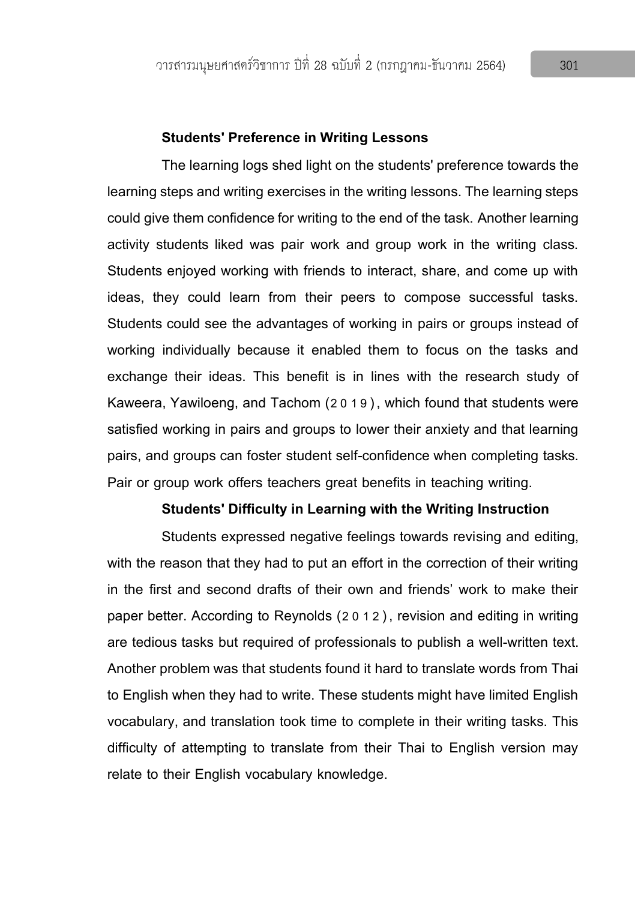**Students' Preference in Writing Lessons**

The learning logs shed light on the students' preference towards the learning steps and writing exercises in the writing lessons. The learning steps could give them confidence for writing to the end of the task. Another learning activity students liked was pair work and group work in the writing class. Students enjoyed working with friends to interact, share, and come up with ideas, they could learn from their peers to compose successful tasks. Students could see the advantages of working in pairs or groups instead of working individually because it enabled them to focus on the tasks and exchange their ideas. This benefit is in lines with the research study of Kaweera, Yawiloeng, and Tachom (2019), which found that students were satisfied working in pairs and groups to lower their anxiety and that learning pairs, and groups can foster student self-confidence when completing tasks. Pair or group work offers teachers great benefits in teaching writing.

**Students' Difficulty in Learning with the Writing Instruction**

Students expressed negative feelings towards revising and editing, with the reason that they had to put an effort in the correction of their writing in the first and second drafts of their own and friends' work to make their paper better. According to Reynolds (2012), revision and editing in writing are tedious tasks but required of professionals to publish a well-written text. Another problem was that students found it hard to translate words from Thai to English when they had to write. These students might have limited English vocabulary, and translation took time to complete in their writing tasks. This difficulty of attempting to translate from their Thai to English version may relate to their English vocabulary knowledge.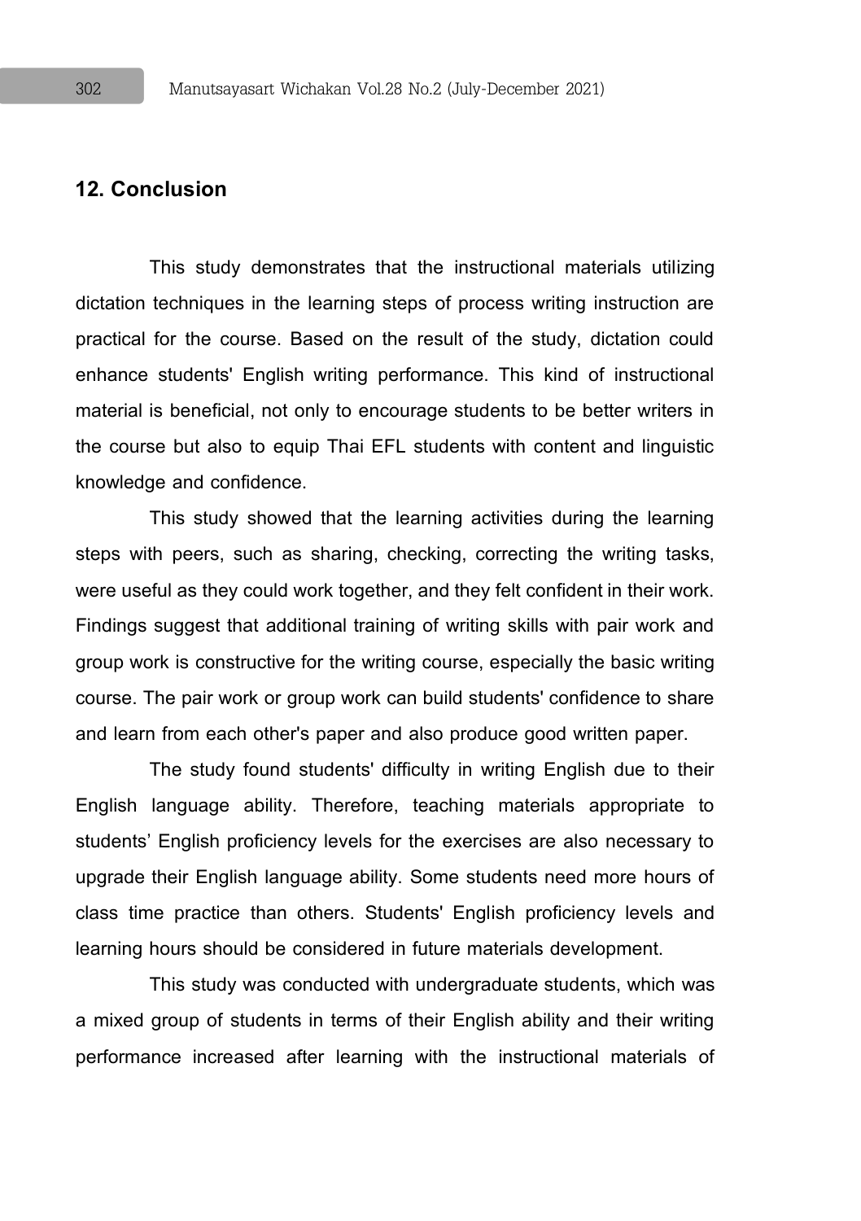## 12. Conclusion

This study demonstrates that the instructional materials utilizing dictation techniques in the learning steps of process writing instruction are practical for the course. Based on the result of the study, dictation could enhance students' English writing performance. This kind of instructional material is beneficial, not only to encourage students to be better writers in the course but also to equip Thai EFL students with content and linguistic knowledge and confidence.

This study showed that the learning activities during the learning steps with peers, such as sharing, checking, correcting the writing tasks, were useful as they could work together, and they felt confident in their work. Findings suggest that additional training of writing skills with pair work and group work is constructive for the writing course, especially the basic writing course. The pair work or group work can build students' confidence to share and learn from each other's paper and also produce good written paper.

The study found students' difficulty in writing English due to their English language ability. Therefore, teaching materials appropriate to students' English proficiency levels for the exercises are also necessary to upgrade their English language ability. Some students need more hours of class time practice than others. Students' English proficiency levels and learning hours should be considered in future materials development.

This study was conducted with undergraduate students, which was a mixed group of students in terms of their English ability and their writing performance increased after learning with the instructional materials of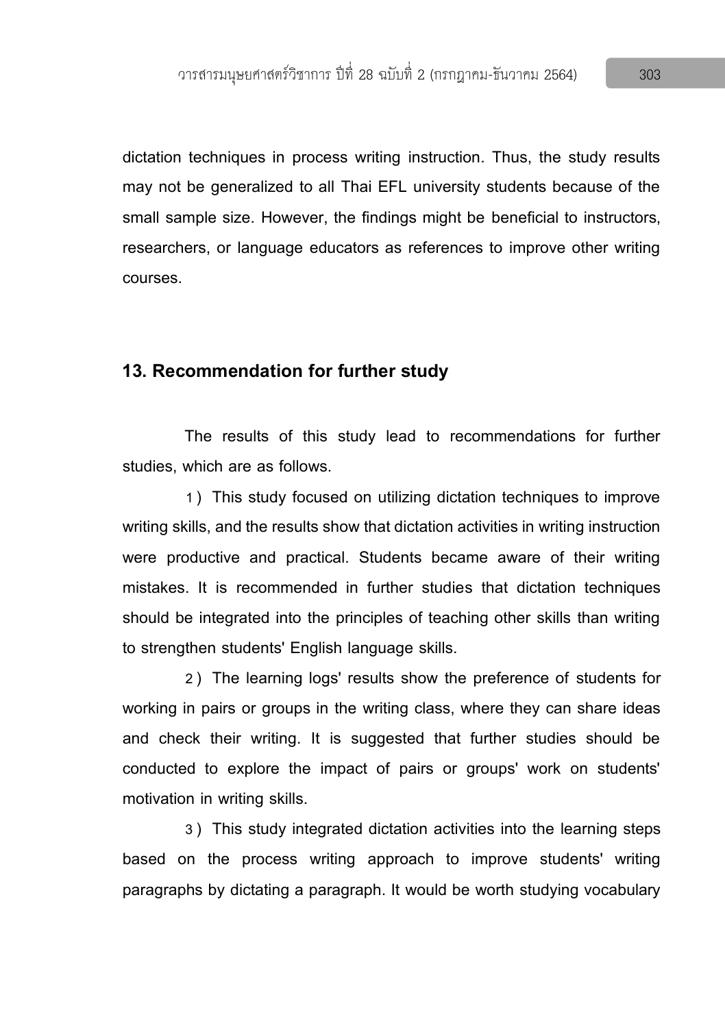dictation techniques in process writing instruction. Thus, the study results may not be generalized to all Thai EFL university students because of the small sample size. However, the findings might be beneficial to instructors, researchers, or language educators as references to improve other writing courses.

## 13. Recommendation for further study

The results of this study lead to recommendations for further studies, which are as follows.

1) This study focused on utilizing dictation techniques to improve writing skills, and the results show that dictation activities in writing instruction were productive and practical. Students became aware of their writing mistakes. It is recommended in further studies that dictation techniques should be integrated into the principles of teaching other skills than writing to strengthen students' English language skills.

2) The learning logs' results show the preference of students for working in pairs or groups in the writing class, where they can share ideas and check their writing. It is suggested that further studies should be conducted to explore the impact of pairs or groups' work on students' motivation in writing skills.

3) This study integrated dictation activities into the learning steps based on the process writing approach to improve students' writing paragraphs by dictating a paragraph. It would be worth studying vocabulary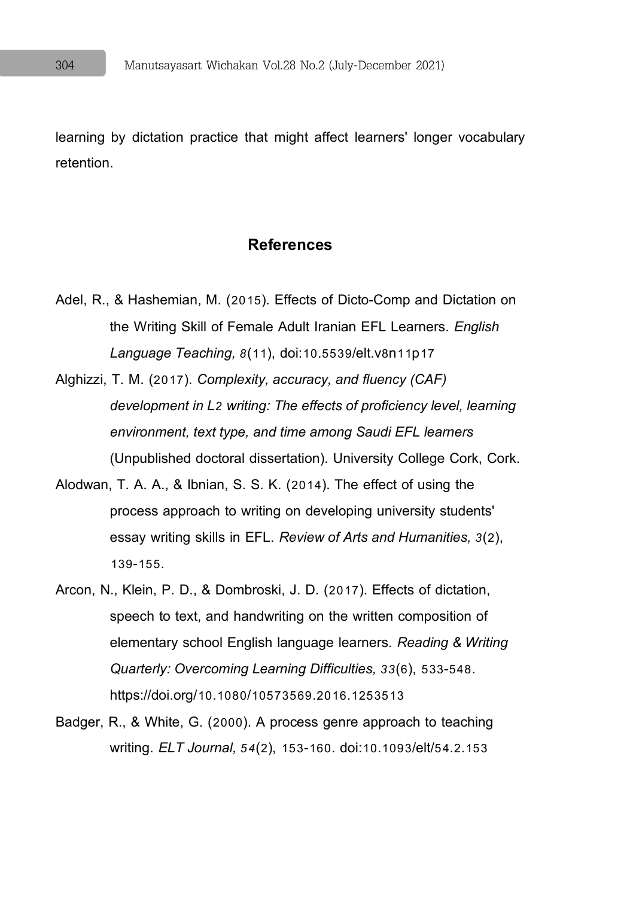learning by dictation practice that might affect learners' longer vocabulary retention.

## References

Adel, R., & Hashemian, M. (2015). Effects of Dicto-Comp and Dictation on the Writing Skill of Female Adult Iranian EFL Learners. *English Language Teaching, 8*(11), doi:10.5539/elt.v8n11p17

Alghizzi, T. M. (2017). *Complexity, accuracy, and fluency (CAF) development in L2 writing: The effects of proficiency level, learning environment, text type, and time among Saudi EFL learners* (Unpublished doctoral dissertation). University College Cork, Cork.

Alodwan, T. A. A., & Ibnian, S. S. K. (2014). The effect of using the process approach to writing on developing university students' essay writing skills in EFL. *Review of Arts and Humanities, 3*(2), 139-155.

Arcon, N., Klein, P. D., & Dombroski, J. D. (2017). Effects of dictation, speech to text, and handwriting on the written composition of elementary school English language learners. *Reading & Writing Quarterly: Overcoming Learning Difficulties, 33*(6), 533-548. https://doi.org/10.1080/10573569.2016.1253513

Badger, R., & White, G. (2000). A process genre approach to teaching writing. *ELT Journal, 54*(2), 153-160. doi:10.1093/elt/54.2.153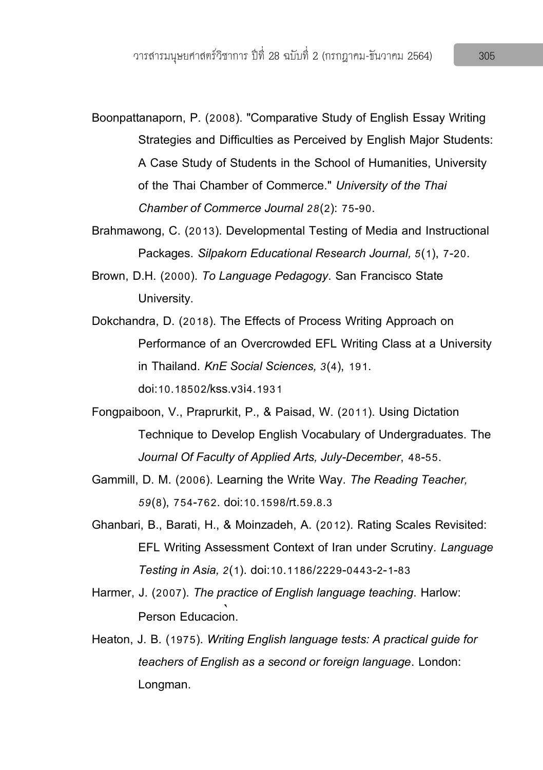Boonpattanaporn, P. (2008). "Comparative Study of English Essay Writing Strategies and Difficulties as Perceived by English Major Students: A Case Study of Students in the School of Humanities, University of the Thai Chamber of Commerce." *University of the Thai Chamber of Commerce Journal 28*(2): 75-90.

Brahmawong, C. (2013). Developmental Testing of Media and Instructional Packages. *Silpakorn Educational Research Journal, 5*(1), 7-20.

Brown, D.H. (2000). *To Language Pedagogy*. San Francisco State University.

Dokchandra, D. (2018). The Effects of Process Writing Approach on Performance of an Overcrowded EFL Writing Class at a University in Thailand. *KnE Social Sciences, 3*(4), 191. doi:10.18502/kss.v3i4.1931

Fongpaiboon, V., Praprurkit, P., & Paisad, W. (2011). Using Dictation Technique to Develop English Vocabulary of Undergraduates. The *Journal Of Faculty of Applied Arts, July-December*, 48-55.

Gammill, D. M. (2006). Learning the Write Way. *The Reading Teacher, 59*(8), 754-762. doi:10.1598/rt.59.8.3

Ghanbari, B., Barati, H., & Moinzadeh, A. (2012). Rating Scales Revisited: EFL Writing Assessment Context of Iran under Scrutiny. *Language Testing in Asia, 2*(1). doi:10.1186/2229-0443-2-1-83

Harmer, J. (2007). *The practice of English language teaching*. Harlow: Person Educacion.

Heaton, J. B. (1975). *Writing English language tests: A practical guide for teachers of English as a second or foreign language*. London: Longman.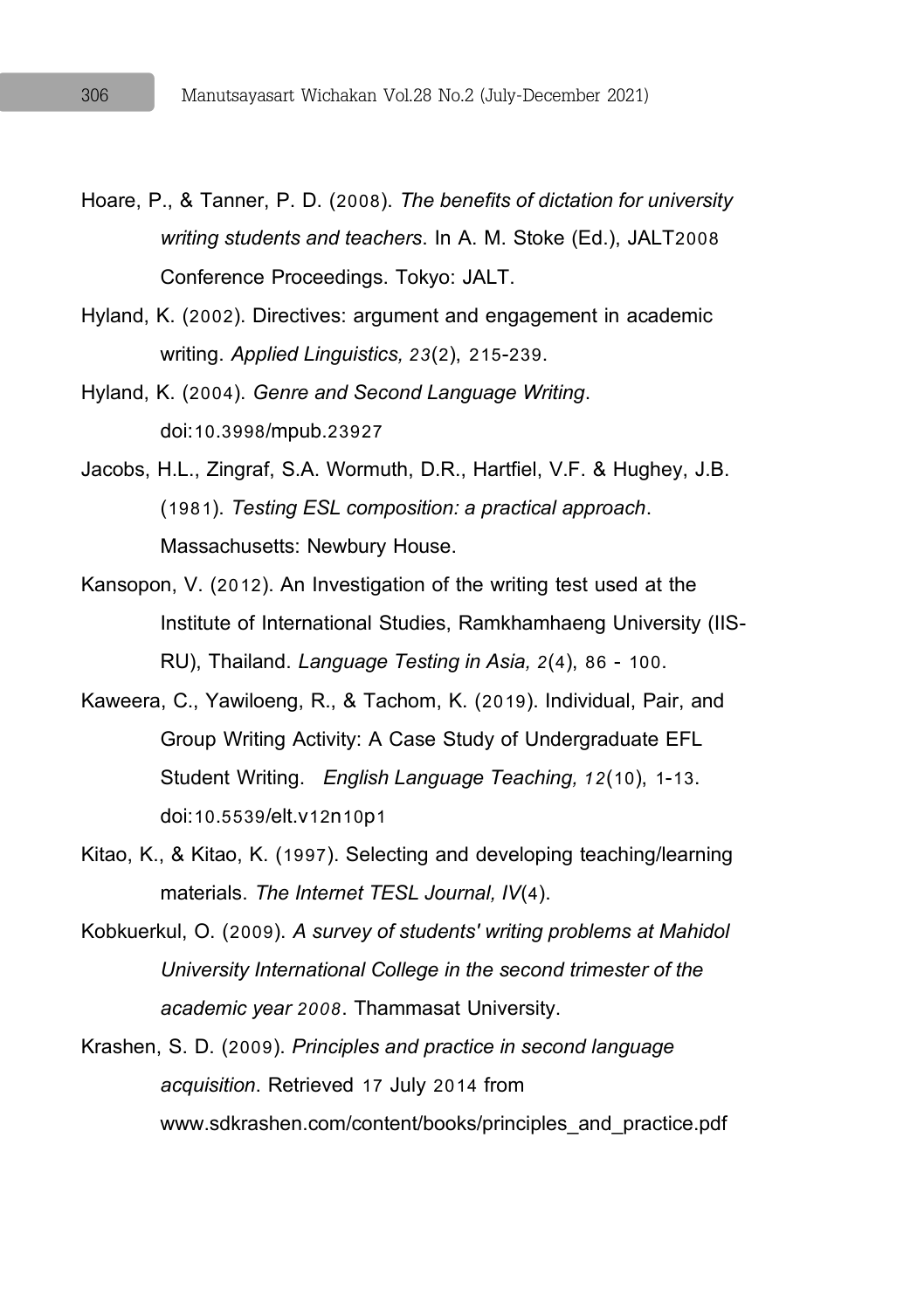Hoare, P., & Tanner, P. D. (2008). *The benefits of dictation for university writing students and teachers*. In A. M. Stoke (Ed.), JALT2008 Conference Proceedings. Tokyo: JALT.

Hyland, K. (2002). Directives: argument and engagement in academic writing. *Applied Linguistics, 23*(2), 215-239.

Hyland, K. (2004). *Genre and Second Language Writing*. doi:10.3998/mpub.23927

Jacobs, H.L., Zingraf, S.A. Wormuth, D.R., Hartfiel, V.F. & Hughey, J.B. (1981). *Testing ESL composition: a practical approach*. Massachusetts: Newbury House.

Kansopon, V. (2012). An Investigation of the writing test used at the Institute of International Studies, Ramkhamhaeng University (IIS-RU), Thailand. *Language Testing in Asia, 2*(4), 86 - 100.

Kaweera, C., Yawiloeng, R., & Tachom, K. (2019). Individual, Pair, and Group Writing Activity: A Case Study of Undergraduate EFL Student Writing. *English Language Teaching, 12*(10), 1-13. doi:10.5539/elt.v12n10p1

Kitao, K., & Kitao, K. (1997). Selecting and developing teaching/learning materials. *The Internet TESL Journal, IV*(4).

Kobkuerkul, O. (2009). *A survey of students' writing problems at Mahidol University International College in the second trimester of the academic year 2008*. Thammasat University.

Krashen, S. D. (2009). *Principles and practice in second language acquisition*. Retrieved 17 July 2014 from www.sdkrashen.com/content/books/principles_and_practice.pdf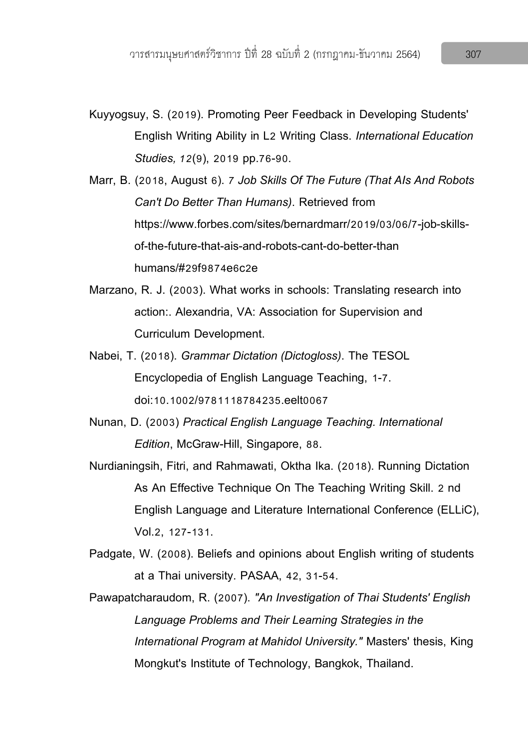Kuyyogsuy, S. (2019). Promoting Peer Feedback in Developing Students' English Writing Ability in L2 Writing Class. *International Education Studies, 12*(9), 2019 pp.76-90.

Marr, B. (2018, August 6). *7 Job Skills Of The Future (That AIs And Robots Can't Do Better Than Humans)*. Retrieved from https://www.forbes.com/sites/bernardmarr/2019/03/06/7-job-skills-of-the-future-that-ais-and-robots-cant-do-better-than humans/#29f9874e6c2e

Marzano, R. J. (2003). What works in schools: Translating research into action:. Alexandria, VA: Association for Supervision and Curriculum Development.

Nabei, T. (2018). *Grammar Dictation (Dictogloss)*. The TESOL Encyclopedia of English Language Teaching, 1-7. doi:10.1002/9781118784235.eelt0067

Nunan, D. (2003) *Practical English Language Teaching. International Edition*, McGraw-Hill, Singapore, 88.

Nurdianingsih, Fitri, and Rahmawati, Oktha Ika. (2018). Running Dictation As An Effective Technique On The Teaching Writing Skill. 2 nd English Language and Literature International Conference (ELLiC), Vol.2, 127-131.

Padgate, W. (2008). Beliefs and opinions about English writing of students at a Thai university. PASAA, 42, 31-54.

Pawapatcharaudom, R. (2007). *"An Investigation of Thai Students' English Language Problems and Their Learning Strategies in the International Program at Mahidol University."* Masters' thesis, King Mongkut's Institute of Technology, Bangkok, Thailand.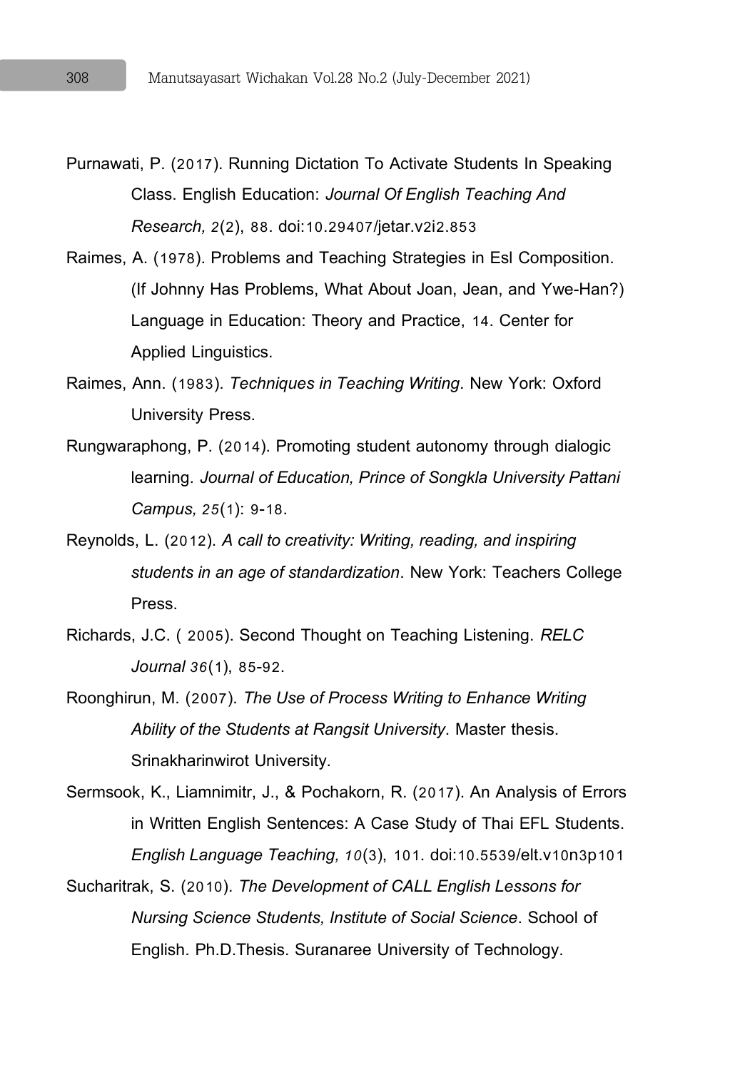Purnawati, P. (2017). Running Dictation To Activate Students In Speaking Class. English Education: *Journal Of English Teaching And Research, 2*(2), 88. doi:10.29407/jetar.v2i2.853

Raimes, A. (1978). Problems and Teaching Strategies in Esl Composition. (If Johnny Has Problems, What About Joan, Jean, and Ywe-Han?) Language in Education: Theory and Practice, 14. Center for Applied Linguistics.

Raimes, Ann. (1983). *Techniques in Teaching Writing*. New York: Oxford University Press.

Rungwaraphong, P. (2014). Promoting student autonomy through dialogic learning. *Journal of Education, Prince of Songkla University Pattani Campus, 25*(1): 9-18.

Reynolds, L. (2012). *A call to creativity: Writing, reading, and inspiring students in an age of standardization*. New York: Teachers College Press.

Richards, J.C. ( 2005). Second Thought on Teaching Listening. *RELC Journal 36*(1), 85-92.

Roonghirun, M. (2007). *The Use of Process Writing to Enhance Writing Ability of the Students at Rangsit University*. Master thesis. Srinakharinwirot University.

Sermsook, K., Liamnimitr, J., & Pochakorn, R. (2017). An Analysis of Errors in Written English Sentences: A Case Study of Thai EFL Students. *English Language Teaching, 10*(3), 101. doi:10.5539/elt.v10n3p101

Sucharitrak, S. (2010). *The Development of CALL English Lessons for Nursing Science Students, Institute of Social Science*. School of English. Ph.D.Thesis. Suranaree University of Technology.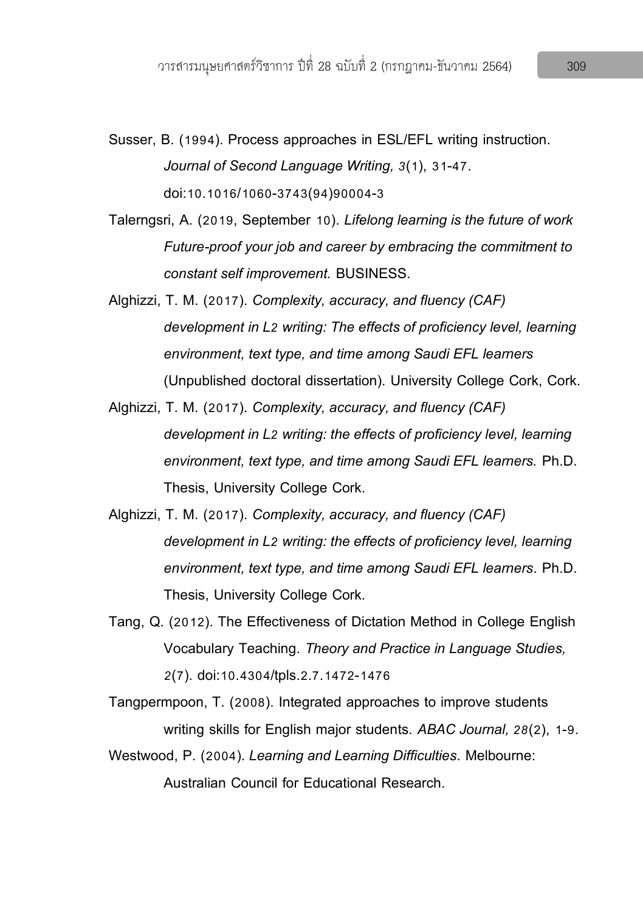Susser, B. (1994). Process approaches in ESL/EFL writing instruction. *Journal of Second Language Writing, 3*(1), 31-47. doi:10.1016/1060-3743(94)90004-3

Talerngsri, A. (2019, September 10). *Lifelong learning is the future of work Future-proof your job and career by embracing the commitment to constant self improvement.* BUSINESS.

Alghizzi, T. M. (2017). *Complexity, accuracy, and fluency (CAF) development in L2 writing: The effects of proficiency level, learning environment, text type, and time among Saudi EFL learners* (Unpublished doctoral dissertation). University College Cork, Cork.

Alghizzi, T. M. (2017). *Complexity, accuracy, and fluency (CAF) development in L2 writing: the effects of proficiency level, learning environment, text type, and time among Saudi EFL learners.* Ph.D. Thesis, University College Cork.

Alghizzi, T. M. (2017). *Complexity, accuracy, and fluency (CAF) development in L2 writing: the effects of proficiency level, learning environment, text type, and time among Saudi EFL learners*. Ph.D. Thesis, University College Cork.

Tang, Q. (2012). The Effectiveness of Dictation Method in College English Vocabulary Teaching. *Theory and Practice in Language Studies, 2*(7). doi:10.4304/tpls.2.7.1472-1476

Tangpermpoon, T. (2008). Integrated approaches to improve students writing skills for English major students. *ABAC Journal, 28*(2), 1-9.

Westwood, P. (2004). *Learning and Learning Difficulties*. Melbourne: Australian Council for Educational Research.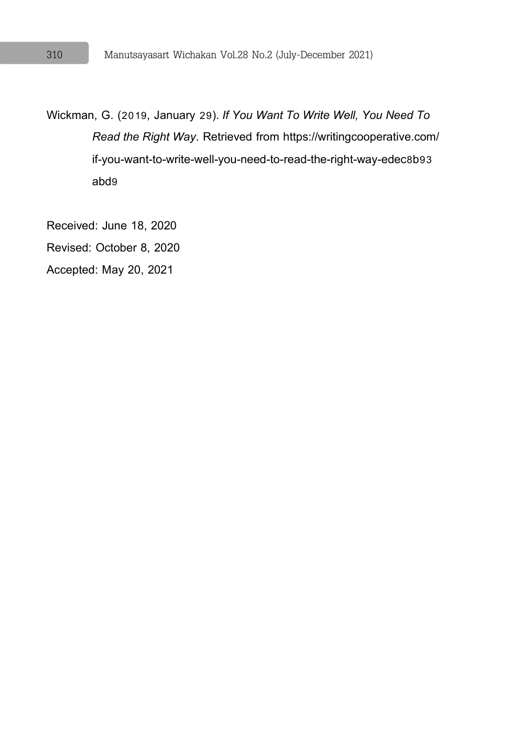Wickman, G. (2019, January 29). *If You Want To Write Well, You Need To Read the Right Way*. Retrieved from https://writingcooperative.com/if-you-want-to-write-well-you-need-to-read-the-right-way-edec8b93abd9

Received: June 18, 2020

Revised: October 8, 2020

Accepted: May 20, 2021